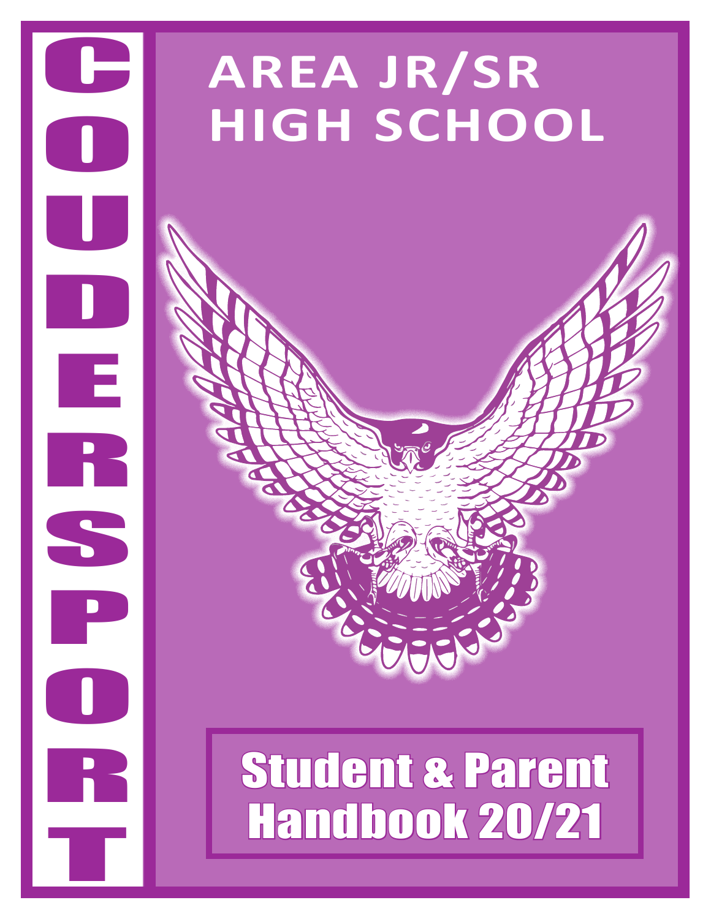# COUDERSPORT AREA JR/SR HIGH SCHOOL

## Student & Parent Handbook 20/21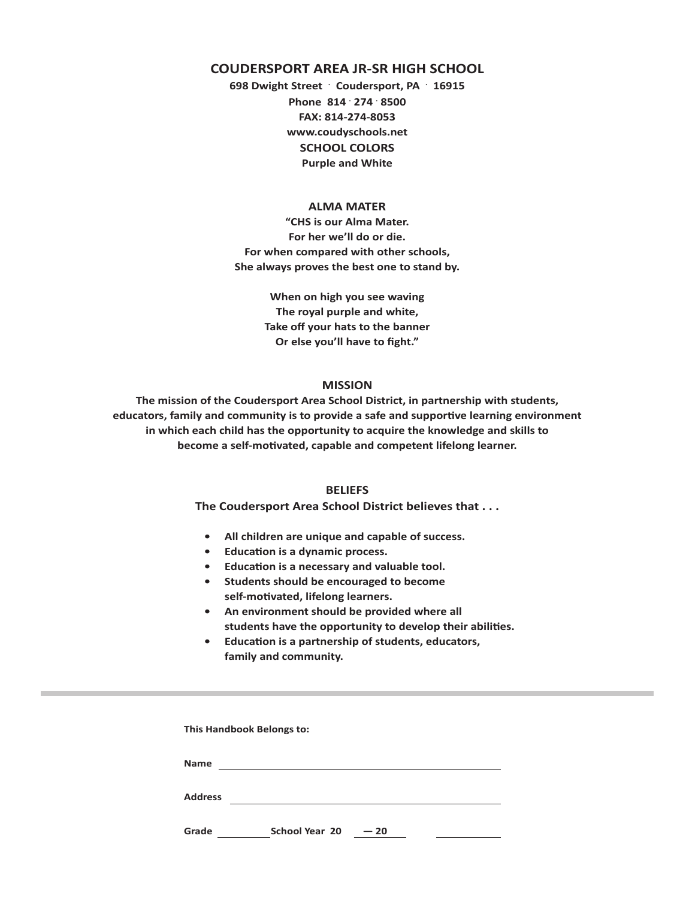# COUDERSPORT AREA JR-SR HIGH SCHOOL

**698 Dwight Street · Coudersport, PA · 16915**
**Phone 814 · 274 · 8500**
**FAX: 814-274-8053**
**www.coudyschools.net**

## SCHOOL COLORS

**Purple and White**

## ALMA MATER

**"CHS is our Alma Mater.**
**For her we'll do or die.**
**For when compared with other schools,**
**She always proves the best one to stand by.**

**When on high you see waving**
**The royal purple and white,**
**Take off your hats to the banner**
**Or else you'll have to fight."**

## MISSION

**The mission of the Coudersport Area School District, in partnership with students, educators, family and community is to provide a safe and supportive learning environment in which each child has the opportunity to acquire the knowledge and skills to become a self-motivated, capable and competent lifelong learner.**

## BELIEFS

**The Coudersport Area School District believes that . . .**

- **All children are unique and capable of success.**
- **Education is a dynamic process.**
- **Education is a necessary and valuable tool.**
- **Students should be encouraged to become self-motivated, lifelong learners.**
- **An environment should be provided where all students have the opportunity to develop their abilities.**
- **Education is a partnership of students, educators, family and community.**

---

**This Handbook Belongs to:**

**Name** ______________________________

**Address** ______________________________

**Grade** ________ **School Year 20** ____ **— 20** ____ ________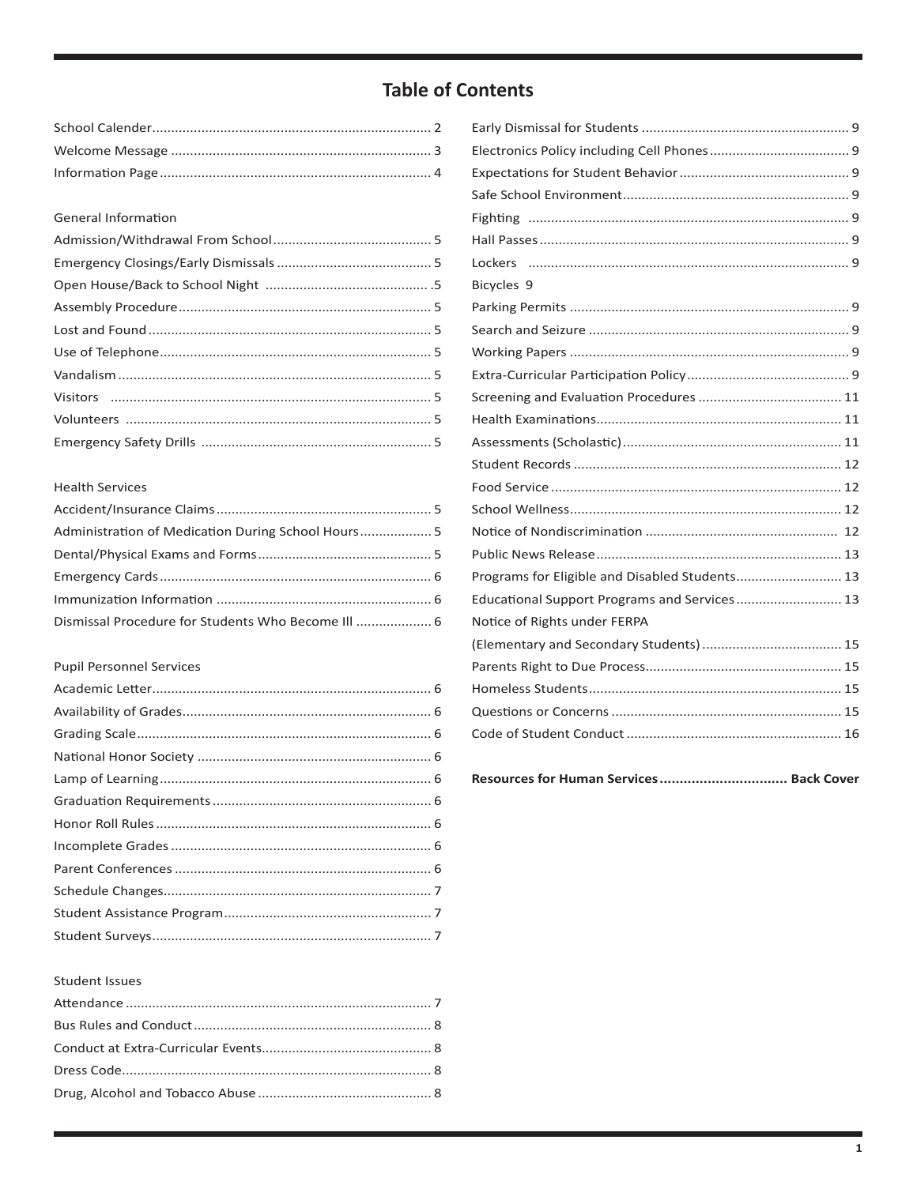# Table of Contents

School Calender.......................................................................... 2
Welcome Message ..................................................................... 3
Information Page........................................................................ 4

General Information

Admission/Withdrawal From School.......................................... 5
Emergency Closings/Early Dismissals ......................................... 5
Open House/Back to School Night ............................................ .5
Assembly Procedure................................................................... 5
Lost and Found........................................................................... 5
Use of Telephone........................................................................ 5
Vandalism .................................................................................. 5
Visitors ..................................................................................... 5
Volunteers ................................................................................. 5
Emergency Safety Drills ............................................................. 5

Health Services

Accident/Insurance Claims......................................................... 5
Administration of Medication During School Hours................... 5
Dental/Physical Exams and Forms.............................................. 5
Emergency Cards........................................................................ 6
Immunization Information ......................................................... 6
Dismissal Procedure for Students Who Become Ill .................... 6

Pupil Personnel Services

Academic Letter.......................................................................... 6
Availability of Grades.................................................................. 6
Grading Scale.............................................................................. 6
National Honor Society .............................................................. 6
Lamp of Learning........................................................................ 6
Graduation Requirements.......................................................... 6
Honor Roll Rules......................................................................... 6
Incomplete Grades ..................................................................... 6
Parent Conferences .................................................................... 6
Schedule Changes....................................................................... 7
Student Assistance Program....................................................... 7
Student Surveys.......................................................................... 7

Student Issues

Attendance ................................................................................. 7
Bus Rules and Conduct............................................................... 8
Conduct at Extra-Curricular Events............................................. 8
Dress Code.................................................................................. 8
Drug, Alcohol and Tobacco Abuse .............................................. 8
Early Dismissal for Students ....................................................... 9
Electronics Policy including Cell Phones..................................... 9
Expectations for Student Behavior ............................................. 9
Safe School Environment............................................................ 9
Fighting ..................................................................................... 9
Hall Passes.................................................................................. 9
Lockers ..................................................................................... 9
Bicycles 9
Parking Permits .......................................................................... 9
Search and Seizure ..................................................................... 9
Working Papers .......................................................................... 9
Extra-Curricular Participation Policy........................................... 9
Screening and Evaluation Procedures ...................................... 11
Health Examinations................................................................. 11
Assessments (Scholastic).......................................................... 11
Student Records ....................................................................... 12
Food Service ............................................................................. 12
School Wellness........................................................................ 12
Notice of Nondiscrimination .................................................... 12
Public News Release................................................................. 13
Programs for Eligible and Disabled Students............................ 13
Educational Support Programs and Services ............................ 13
Notice of Rights under FERPA
(Elementary and Secondary Students) ..................................... 15
Parents Right to Due Process.................................................... 15
Homeless Students................................................................... 15
Questions or Concerns ............................................................. 15
Code of Student Conduct ......................................................... 16

**Resources for Human Services ................................ Back Cover**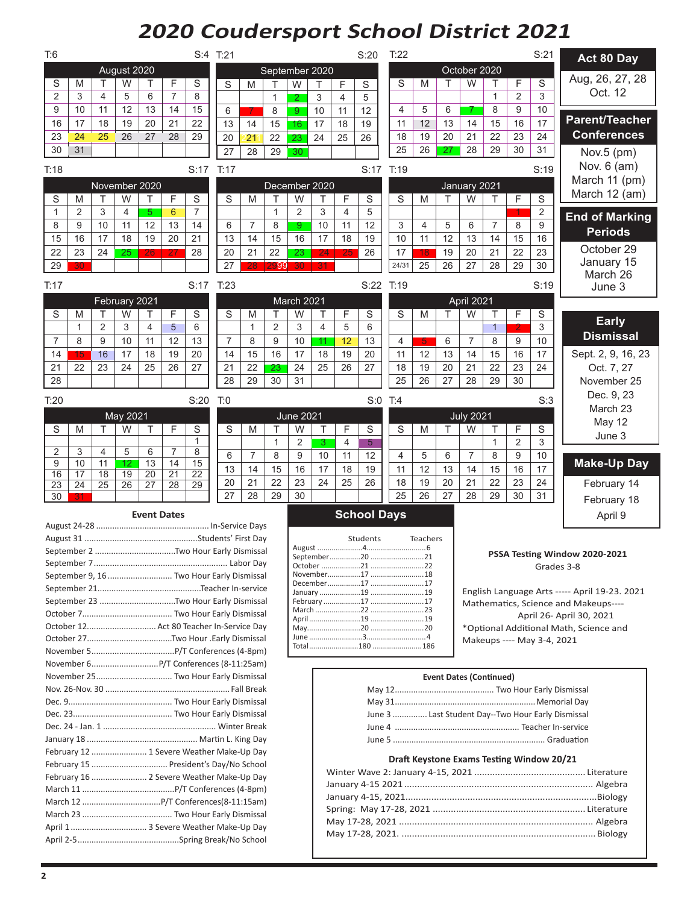# 2020 Coudersport School District 2021

T:6 S:4

| August 2020 | | | | | | |
|---|---|---|---|---|---|---|
| S | M | T | W | T | F | S |
| 2 | 3 | 4 | 5 | 6 | 7 | 8 |
| 9 | 10 | 11 | 12 | 13 | 14 | 15 |
| 16 | 17 | 18 | 19 | 20 | 21 | 22 |
| 23 | 24 | 25 | 26 | 27 | 28 | 29 |
| 30 | 31 | | | | | |

T:21 S:20

| September 2020 | | | | | | |
|---|---|---|---|---|---|---|
| S | M | T | W | T | F | S |
| | | 1 | 2 | 3 | 4 | 5 |
| 6 | 7 | 8 | 9 | 10 | 11 | 12 |
| 13 | 14 | 15 | 16 | 17 | 18 | 19 |
| 20 | 21 | 22 | 23 | 24 | 25 | 26 |
| 27 | 28 | 29 | 30 | | | |

T:22 S:21

| October 2020 | | | | | | |
|---|---|---|---|---|---|---|
| S | M | T | W | T | F | S |
| | | | | 1 | 2 | 3 |
| 4 | 5 | 6 | 7 | 8 | 9 | 10 |
| 11 | 12 | 13 | 14 | 15 | 16 | 17 |
| 18 | 19 | 20 | 21 | 22 | 23 | 24 |
| 25 | 26 | 27 | 28 | 29 | 30 | 31 |

T:18 S:17

| November 2020 | | | | | | |
|---|---|---|---|---|---|---|
| S | M | T | W | T | F | S |
| 1 | 2 | 3 | 4 | 5 | 6 | 7 |
| 8 | 9 | 10 | 11 | 12 | 13 | 14 |
| 15 | 16 | 17 | 18 | 19 | 20 | 21 |
| 22 | 23 | 24 | 25 | 26 | 27 | 28 |
| 29 | 30 | | | | | |

T:17 S:17

| December 2020 | | | | | | |
|---|---|---|---|---|---|---|
| S | M | T | W | T | F | S |
| | | 1 | 2 | 3 | 4 | 5 |
| 6 | 7 | 8 | 9 | 10 | 11 | 12 |
| 13 | 14 | 15 | 16 | 17 | 18 | 19 |
| 20 | 21 | 22 | 23 | 24 | 25 | 26 |
| 27 | 28 | 29 | 30 | 31 | | |

T:19 S:19

| January 2021 | | | | | | |
|---|---|---|---|---|---|---|
| S | M | T | W | T | F | S |
| | | | | | 1 | 2 |
| 3 | 4 | 5 | 6 | 7 | 8 | 9 |
| 10 | 11 | 12 | 13 | 14 | 15 | 16 |
| 17 | 18 | 19 | 20 | 21 | 22 | 23 |
| 24/31 | 25 | 26 | 27 | 28 | 29 | 30 |

T:17 S:17

| February 2021 | | | | | | |
|---|---|---|---|---|---|---|
| S | M | T | W | T | F | S |
| | 1 | 2 | 3 | 4 | 5 | 6 |
| 7 | 8 | 9 | 10 | 11 | 12 | 13 |
| 14 | 15 | 16 | 17 | 18 | 19 | 20 |
| 21 | 22 | 23 | 24 | 25 | 26 | 27 |
| 28 | | | | | | |

T:23 S:22

| March 2021 | | | | | | |
|---|---|---|---|---|---|---|
| S | M | T | W | T | F | S |
| | 1 | 2 | 3 | 4 | 5 | 6 |
| 7 | 8 | 9 | 10 | 11 | 12 | 13 |
| 14 | 15 | 16 | 17 | 18 | 19 | 20 |
| 21 | 22 | 23 | 24 | 25 | 26 | 27 |
| 28 | 29 | 30 | 31 | | | |

T:19 S:19

| April 2021 | | | | | | |
|---|---|---|---|---|---|---|
| S | M | T | W | T | F | S |
| | | | | 1 | 2 | 3 |
| 4 | 5 | 6 | 7 | 8 | 9 | 10 |
| 11 | 12 | 13 | 14 | 15 | 16 | 17 |
| 18 | 19 | 20 | 21 | 22 | 23 | 24 |
| 25 | 26 | 27 | 28 | 29 | 30 | |

T:20 S:20

| May 2021 | | | | | | |
|---|---|---|---|---|---|---|
| S | M | T | W | T | F | S |
| | | | | | | 1 |
| 2 | 3 | 4 | 5 | 6 | 7 | 8 |
| 9 | 10 | 11 | 12 | 13 | 14 | 15 |
| 16 | 17 | 18 | 19 | 20 | 21 | 22 |
| 23 | 24 | 25 | 26 | 27 | 28 | 29 |
| 30 | 31 | | | | | |

T:0 S:0

| June 2021 | | | | | | |
|---|---|---|---|---|---|---|
| S | M | T | W | T | F | S |
| | | 1 | 2 | 3 | 4 | 5 |
| 6 | 7 | 8 | 9 | 10 | 11 | 12 |
| 13 | 14 | 15 | 16 | 17 | 18 | 19 |
| 20 | 21 | 22 | 23 | 24 | 25 | 26 |
| 27 | 28 | 29 | 30 | | | |

T:4 S:3

| July 2021 | | | | | | |
|---|---|---|---|---|---|---|
| S | M | T | W | T | F | S |
| | | | | 1 | 2 | 3 |
| 4 | 5 | 6 | 7 | 8 | 9 | 10 |
| 11 | 12 | 13 | 14 | 15 | 16 | 17 |
| 18 | 19 | 20 | 21 | 22 | 23 | 24 |
| 25 | 26 | 27 | 28 | 29 | 30 | 31 |

## Act 80 Day

Aug, 26, 27, 28
Oct. 12

## Parent/Teacher Conferences

Nov.5 (pm)
Nov. 6 (am)
March 11 (pm)
March 12 (am)

## End of Marking Periods

October 29
January 15
March 26
June 3

## Early Dismissal

Sept. 2, 9, 16, 23
Oct. 7, 27
November 25
Dec. 9, 23
March 23
May 12
June 3

## Make-Up Day

February 14
February 18
April 9

## Event Dates

- August 24-28 ........ In-Service Days
- August 31 ........ Students' First Day
- September 2 ........ Two Hour Early Dismissal
- September 7 ........ Labor Day
- September 9, 16 ........ Two Hour Early Dismissal
- September 21 ........ Teacher In-service
- September 23 ........ Two Hour Early Dismissal
- October 7 ........ Two Hour Early Dismissal
- October 12 ........ Act 80 Teacher In-Service Day
- October 27 ........ Two Hour .Early Dismissal
- November 5 ........ P/T Conferences (4-8pm)
- November 6 ........ P/T Conferences (8-11:25am)
- November 25 ........ Two Hour Early Dismissal
- Nov. 26-Nov. 30 ........ Fall Break
- Dec. 9 ........ Two Hour Early Dismissal
- Dec. 23 ........ Two Hour Early Dismissal
- Dec. 24 - Jan. 1 ........ Winter Break
- January 18 ........ Martin L. King Day
- February 12 ........ 1 Severe Weather Make-Up Day
- February 15 ........ President's Day/No School
- February 16 ........ 2 Severe Weather Make-Up Day
- March 11 ........ P/T Conferences (4-8pm)
- March 12 ........ P/T Conferences(8-11:15am)
- March 23 ........ Two Hour Early Dismissal
- April 1 ........ 3 Severe Weather Make-Up Day
- April 2-5 ........ Spring Break/No School

## School Days

| | Students | Teachers |
|---|---|---|
| August | 4 | 6 |
| September | 20 | 21 |
| October | 21 | 22 |
| November | 17 | 18 |
| December | 17 | 17 |
| January | 19 | 19 |
| February | 17 | 17 |
| March | 22 | 23 |
| April | 19 | 19 |
| May | 20 | 20 |
| June | 3 | 4 |
| Total | 180 | 186 |

**PSSA Testing Window 2020-2021**
Grades 3-8

English Language Arts ----- April 19-23. 2021
Mathematics, Science and Makeups---- April 26- April 30, 2021
*Optional Additional Math, Science and Makeups ---- May 3-4, 2021

### Event Dates (Continued)

- May 12 ........ Two Hour Early Dismissal
- May 31 ........ Memorial Day
- June 3 ........ Last Student Day--Two Hour Early Dismissal
- June 4 ........ Teacher In-service
- June 5 ........ Graduation

### Draft Keystone Exams Testing Window 20/21

- Winter Wave 2: January 4-15, 2021 ........ Literature
- January 4-15 2021 ........ Algebra
- January 4-15, 2021 ........ Biology
- Spring: May 17-28, 2021 ........ Literature
- May 17-28, 2021 ........ Algebra
- May 17-28, 2021. ........ Biology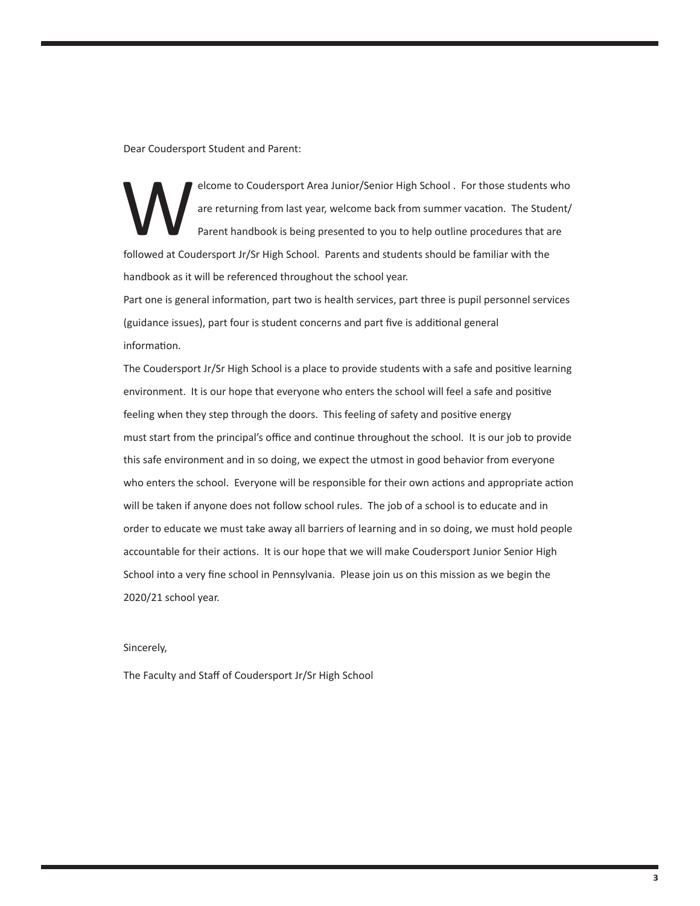Dear Coudersport Student and Parent:

Welcome to Coudersport Area Junior/Senior High School . For those students who are returning from last year, welcome back from summer vacation. The Student/ Parent handbook is being presented to you to help outline procedures that are followed at Coudersport Jr/Sr High School. Parents and students should be familiar with the handbook as it will be referenced throughout the school year.

Part one is general information, part two is health services, part three is pupil personnel services (guidance issues), part four is student concerns and part five is additional general information.

The Coudersport Jr/Sr High School is a place to provide students with a safe and positive learning environment. It is our hope that everyone who enters the school will feel a safe and positive feeling when they step through the doors. This feeling of safety and positive energy must start from the principal's office and continue throughout the school. It is our job to provide this safe environment and in so doing, we expect the utmost in good behavior from everyone who enters the school. Everyone will be responsible for their own actions and appropriate action will be taken if anyone does not follow school rules. The job of a school is to educate and in order to educate we must take away all barriers of learning and in so doing, we must hold people accountable for their actions. It is our hope that we will make Coudersport Junior Senior High School into a very fine school in Pennsylvania. Please join us on this mission as we begin the 2020/21 school year.

Sincerely,

The Faculty and Staff of Coudersport Jr/Sr High School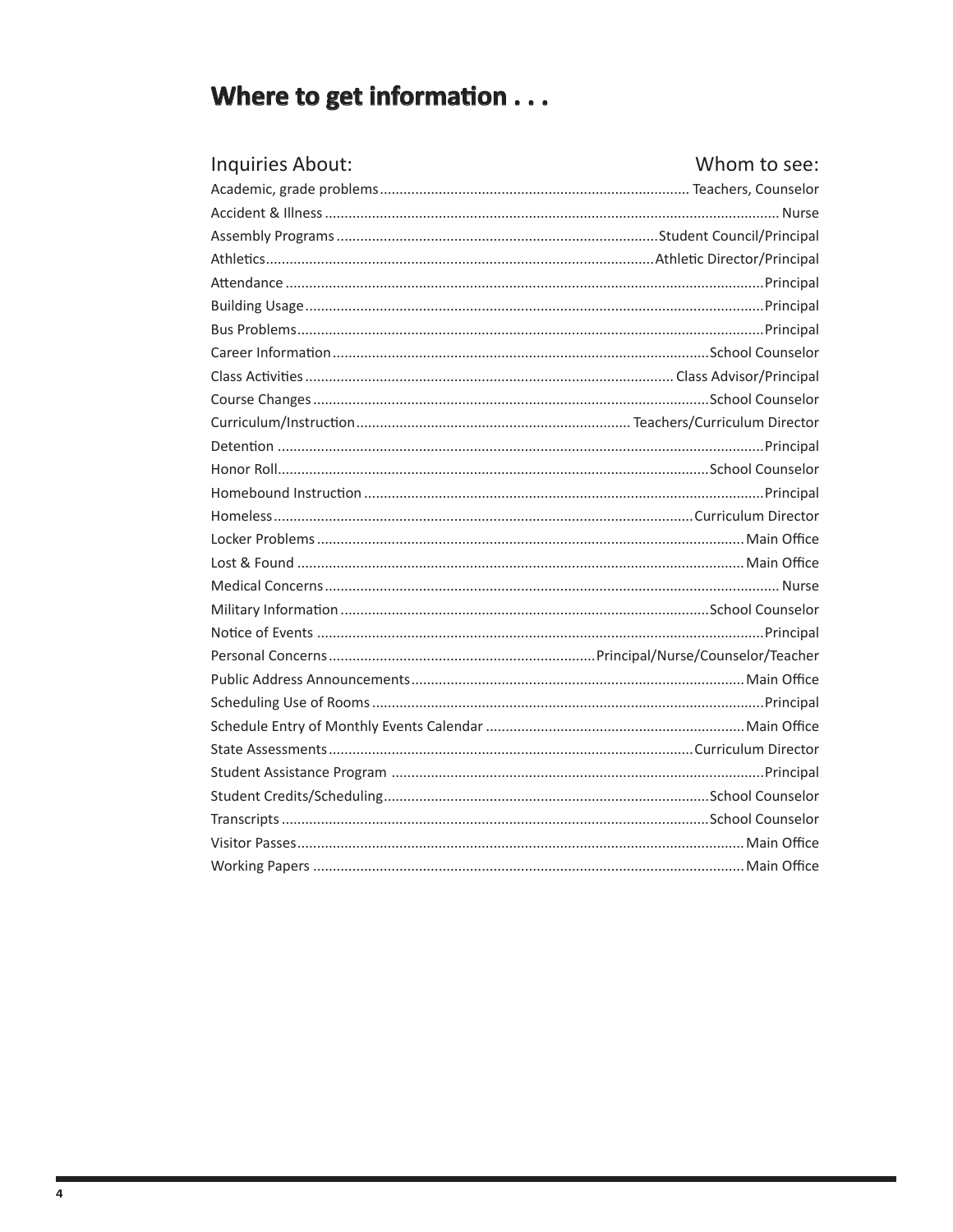# Where to get information . . .

| Inquiries About: | Whom to see: |
|---|---|
| Academic, grade problems | Teachers, Counselor |
| Accident & Illness | Nurse |
| Assembly Programs | Student Council/Principal |
| Athletics | Athletic Director/Principal |
| Attendance | Principal |
| Building Usage | Principal |
| Bus Problems | Principal |
| Career Information | School Counselor |
| Class Activities | Class Advisor/Principal |
| Course Changes | School Counselor |
| Curriculum/Instruction | Teachers/Curriculum Director |
| Detention | Principal |
| Honor Roll | School Counselor |
| Homebound Instruction | Principal |
| Homeless | Curriculum Director |
| Locker Problems | Main Office |
| Lost & Found | Main Office |
| Medical Concerns | Nurse |
| Military Information | School Counselor |
| Notice of Events | Principal |
| Personal Concerns | Principal/Nurse/Counselor/Teacher |
| Public Address Announcements | Main Office |
| Scheduling Use of Rooms | Principal |
| Schedule Entry of Monthly Events Calendar | Main Office |
| State Assessments | Curriculum Director |
| Student Assistance Program | Principal |
| Student Credits/Scheduling | School Counselor |
| Transcripts | School Counselor |
| Visitor Passes | Main Office |
| Working Papers | Main Office |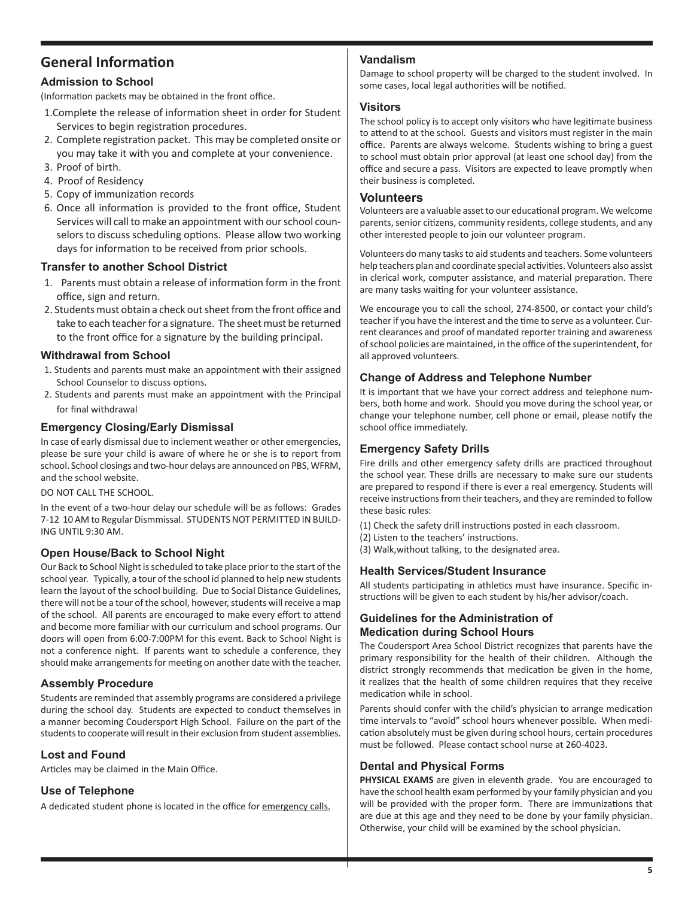# General Information

### Admission to School

(Information packets may be obtained in the front office.

1. Complete the release of information sheet in order for Student Services to begin registration procedures.
2. Complete registration packet. This may be completed onsite or you may take it with you and complete at your convenience.
3. Proof of birth.
4. Proof of Residency
5. Copy of immunization records
6. Once all information is provided to the front office, Student Services will call to make an appointment with our school counselors to discuss scheduling options. Please allow two working days for information to be received from prior schools.

### Transfer to another School District

1. Parents must obtain a release of information form in the front office, sign and return.
2. Students must obtain a check out sheet from the front office and take to each teacher for a signature. The sheet must be returned to the front office for a signature by the building principal.

### Withdrawal from School

1. Students and parents must make an appointment with their assigned School Counselor to discuss options.
2. Students and parents must make an appointment with the Principal for final withdrawal

### Emergency Closing/Early Dismissal

In case of early dismissal due to inclement weather or other emergencies, please be sure your child is aware of where he or she is to report from school. School closings and two-hour delays are announced on PBS, WFRM, and the school website.

DO NOT CALL THE SCHOOL.

In the event of a two-hour delay our schedule will be as follows: Grades 7-12 10 AM to Regular Dismmissal. STUDENTS NOT PERMITTED IN BUILDING UNTIL 9:30 AM.

### Open House/Back to School Night

Our Back to School Night is scheduled to take place prior to the start of the school year. Typically, a tour of the school id planned to help new students learn the layout of the school building. Due to Social Distance Guidelines, there will not be a tour of the school, however, students will receive a map of the school. All parents are encouraged to make every effort to attend and become more familiar with our curriculum and school programs. Our doors will open from 6:00-7:00PM for this event. Back to School Night is not a conference night. If parents want to schedule a conference, they should make arrangements for meeting on another date with the teacher.

### Assembly Procedure

Students are reminded that assembly programs are considered a privilege during the school day. Students are expected to conduct themselves in a manner becoming Coudersport High School. Failure on the part of the students to cooperate will result in their exclusion from student assemblies.

### Lost and Found

Articles may be claimed in the Main Office.

### Use of Telephone

A dedicated student phone is located in the office for emergency calls.

### Vandalism

Damage to school property will be charged to the student involved. In some cases, local legal authorities will be notified.

### Visitors

The school policy is to accept only visitors who have legitimate business to attend to at the school. Guests and visitors must register in the main office. Parents are always welcome. Students wishing to bring a guest to school must obtain prior approval (at least one school day) from the office and secure a pass. Visitors are expected to leave promptly when their business is completed.

### Volunteers

Volunteers are a valuable asset to our educational program. We welcome parents, senior citizens, community residents, college students, and any other interested people to join our volunteer program.

Volunteers do many tasks to aid students and teachers. Some volunteers help teachers plan and coordinate special activities. Volunteers also assist in clerical work, computer assistance, and material preparation. There are many tasks waiting for your volunteer assistance.

We encourage you to call the school, 274-8500, or contact your child's teacher if you have the interest and the time to serve as a volunteer. Current clearances and proof of mandated reporter training and awareness of school policies are maintained, in the office of the superintendent, for all approved volunteers.

### Change of Address and Telephone Number

It is important that we have your correct address and telephone numbers, both home and work. Should you move during the school year, or change your telephone number, cell phone or email, please notify the school office immediately.

### Emergency Safety Drills

Fire drills and other emergency safety drills are practiced throughout the school year. These drills are necessary to make sure our students are prepared to respond if there is ever a real emergency. Students will receive instructions from their teachers, and they are reminded to follow these basic rules:

(1) Check the safety drill instructions posted in each classroom.
(2) Listen to the teachers' instructions.
(3) Walk,without talking, to the designated area.

### Health Services/Student Insurance

All students participating in athletics must have insurance. Specific instructions will be given to each student by his/her advisor/coach.

### Guidelines for the Administration of Medication during School Hours

The Coudersport Area School District recognizes that parents have the primary responsibility for the health of their children. Although the district strongly recommends that medication be given in the home, it realizes that the health of some children requires that they receive medication while in school.

Parents should confer with the child's physician to arrange medication time intervals to "avoid" school hours whenever possible. When medication absolutely must be given during school hours, certain procedures must be followed. Please contact school nurse at 260-4023.

### Dental and Physical Forms

**PHYSICAL EXAMS** are given in eleventh grade. You are encouraged to have the school health exam performed by your family physician and you will be provided with the proper form. There are immunizations that are due at this age and they need to be done by your family physician. Otherwise, your child will be examined by the school physician.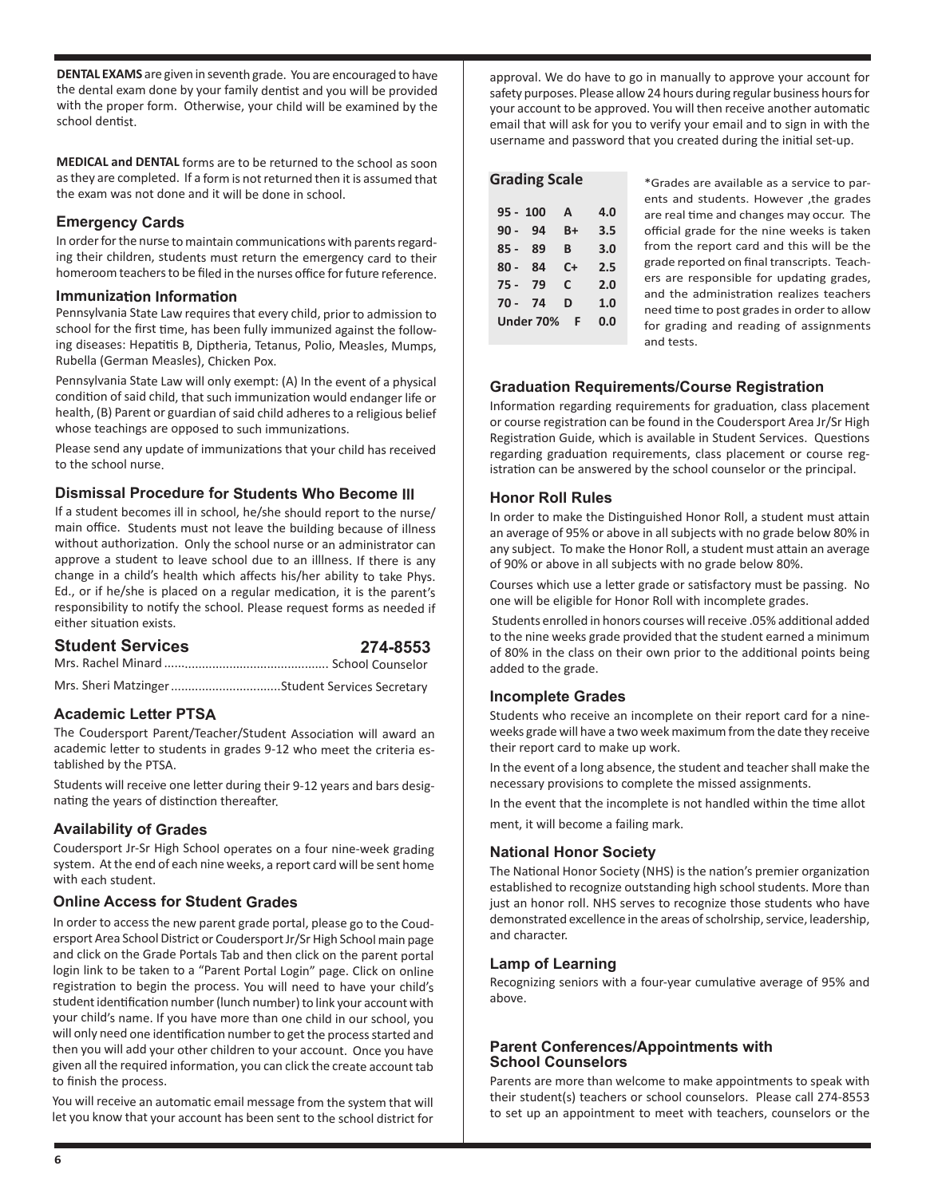**DENTAL EXAMS** are given in seventh grade. You are encouraged to have the dental exam done by your family dentist and you will be provided with the proper form. Otherwise, your child will be examined by the school dentist.

**MEDICAL and DENTAL** forms are to be returned to the school as soon as they are completed. If a form is not returned then it is assumed that the exam was not done and it will be done in school.

### Emergency Cards

In order for the nurse to maintain communications with parents regarding their children, students must return the emergency card to their homeroom teachers to be filed in the nurses office for future reference.

### Immunization Information

Pennsylvania State Law requires that every child, prior to admission to school for the first time, has been fully immunized against the following diseases: Hepatitis B, Diptheria, Tetanus, Polio, Measles, Mumps, Rubella (German Measles), Chicken Pox.

Pennsylvania State Law will only exempt: (A) In the event of a physical condition of said child, that such immunization would endanger life or health, (B) Parent or guardian of said child adheres to a religious belief whose teachings are opposed to such immunizations.

Please send any update of immunizations that your child has received to the school nurse.

### Dismissal Procedure for Students Who Become Ill

If a student becomes ill in school, he/she should report to the nurse/ main office. Students must not leave the building because of illness without authorization. Only the school nurse or an administrator can approve a student to leave school due to an illlness. If there is any change in a child's health which affects his/her ability to take Phys. Ed., or if he/she is placed on a regular medication, it is the parent's responsibility to notify the school. Please request forms as needed if either situation exists.

### Student Services 274-8553

Mrs. Rachel Minard ............................................. School Counselor

Mrs. Sheri Matzinger ................................Student Services Secretary

### Academic Letter PTSA

The Coudersport Parent/Teacher/Student Association will award an academic letter to students in grades 9-12 who meet the criteria established by the PTSA.

Students will receive one letter during their 9-12 years and bars designating the years of distinction thereafter.

### Availability of Grades

Coudersport Jr-Sr High School operates on a four nine-week grading system. At the end of each nine weeks, a report card will be sent home with each student.

### Online Access for Student Grades

In order to access the new parent grade portal, please go to the Coudersport Area School District or Coudersport Jr/Sr High School main page and click on the Grade Portals Tab and then click on the parent portal login link to be taken to a "Parent Portal Login" page. Click on online registration to begin the process. You will need to have your child's student identification number (lunch number) to link your account with your child's name. If you have more than one child in our school, you will only need one identification number to get the process started and then you will add your other children to your account. Once you have given all the required information, you can click the create account tab to finish the process.

You will receive an automatic email message from the system that will let you know that your account has been sent to the school district for approval. We do have to go in manually to approve your account for safety purposes. Please allow 24 hours during regular business hours for your account to be approved. You will then receive another automatic email that will ask for you to verify your email and to sign in with the username and password that you created during the initial set-up.

**Grading Scale**

| | | |
|---|---|---|
| 95 - 100 | A | 4.0 |
| 90 - 94 | B+ | 3.5 |
| 85 - 89 | B | 3.0 |
| 80 - 84 | C+ | 2.5 |
| 75 - 79 | C | 2.0 |
| 70 - 74 | D | 1.0 |
| Under 70% | F | 0.0 |

*Grades are available as a service to parents and students. However ,the grades are real time and changes may occur. The official grade for the nine weeks is taken from the report card and this will be the grade reported on final transcripts. Teachers are responsible for updating grades, and the administration realizes teachers need time to post grades in order to allow for grading and reading of assignments and tests.

### Graduation Requirements/Course Registration

Information regarding requirements for graduation, class placement or course registration can be found in the Coudersport Area Jr/Sr High Registration Guide, which is available in Student Services. Questions regarding graduation requirements, class placement or course registration can be answered by the school counselor or the principal.

### Honor Roll Rules

In order to make the Distinguished Honor Roll, a student must attain an average of 95% or above in all subjects with no grade below 80% in any subject. To make the Honor Roll, a student must attain an average of 90% or above in all subjects with no grade below 80%.

Courses which use a letter grade or satisfactory must be passing. No one will be eligible for Honor Roll with incomplete grades.

Students enrolled in honors courses will receive .05% additional added to the nine weeks grade provided that the student earned a minimum of 80% in the class on their own prior to the additional points being added to the grade.

### Incomplete Grades

Students who receive an incomplete on their report card for a nine-weeks grade will have a two week maximum from the date they receive their report card to make up work.

In the event of a long absence, the student and teacher shall make the necessary provisions to complete the missed assignments.

In the event that the incomplete is not handled within the time allotment, it will become a failing mark.

### National Honor Society

The National Honor Society (NHS) is the nation's premier organization established to recognize outstanding high school students. More than just an honor roll. NHS serves to recognize those students who have demonstrated excellence in the areas of scholrship, service, leadership, and character.

### Lamp of Learning

Recognizing seniors with a four-year cumulative average of 95% and above.

### Parent Conferences/Appointments with School Counselors

Parents are more than welcome to make appointments to speak with their student(s) teachers or school counselors. Please call 274-8553 to set up an appointment to meet with teachers, counselors or the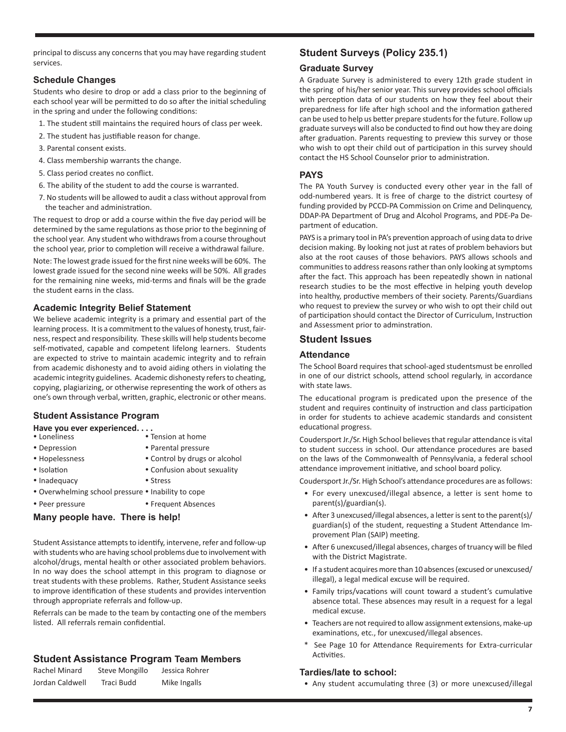principal to discuss any concerns that you may have regarding student services.

### Schedule Changes

Students who desire to drop or add a class prior to the beginning of each school year will be permitted to do so after the initial scheduling in the spring and under the following conditions:

1. The student still maintains the required hours of class per week.
2. The student has justifiable reason for change.
3. Parental consent exists.
4. Class membership warrants the change.
5. Class period creates no conflict.
6. The ability of the student to add the course is warranted.
7. No students will be allowed to audit a class without approval from the teacher and administration.

The request to drop or add a course within the five day period will be determined by the same regulations as those prior to the beginning of the school year. Any student who withdraws from a course throughout the school year, prior to completion will receive a withdrawal failure.

Note: The lowest grade issued for the first nine weeks will be 60%. The lowest grade issued for the second nine weeks will be 50%. All grades for the remaining nine weeks, mid-terms and finals will be the grade the student earns in the class.

### Academic Integrity Belief Statement

We believe academic integrity is a primary and essential part of the learning process. It is a commitment to the values of honesty, trust, fairness, respect and responsibility. These skills will help students become self-motivated, capable and competent lifelong learners. Students are expected to strive to maintain academic integrity and to refrain from academic dishonesty and to avoid aiding others in violating the academic integrity guidelines. Academic dishonesty refers to cheating, copying, plagiarizing, or otherwise representing the work of others as one's own through verbal, written, graphic, electronic or other means.

### Student Assistance Program

**Have you ever experienced. . . .**

- Loneliness
- Tension at home
- Depression
- Parental pressure
- Hopelessness
- Control by drugs or alcohol
- Isolation
- Confusion about sexuality
- Inadequacy
- Stress
- Overwhelming school pressure
- Inability to cope
- Peer pressure
- Frequent Absences

**Many people have. There is help!**

Student Assistance attempts to identify, intervene, refer and follow-up with students who are having school problems due to involvement with alcohol/drugs, mental health or other associated problem behaviors. In no way does the school attempt in this program to diagnose or treat students with these problems. Rather, Student Assistance seeks to improve identification of these students and provides intervention through appropriate referrals and follow-up.

Referrals can be made to the team by contacting one of the members listed. All referrals remain confidential.

### Student Assistance Program Team Members

| | | |
|---|---|---|
| Rachel Minard | Steve Mongillo | Jessica Rohrer |
| Jordan Caldwell | Traci Budd | Mike Ingalls |

## Student Surveys (Policy 235.1)

### Graduate Survey

A Graduate Survey is administered to every 12th grade student in the spring of his/her senior year. This survey provides school officials with perception data of our students on how they feel about their preparedness for life after high school and the information gathered can be used to help us better prepare students for the future. Follow up graduate surveys will also be conducted to find out how they are doing after graduation. Parents requesting to preview this survey or those who wish to opt their child out of participation in this survey should contact the HS School Counselor prior to administration.

### PAYS

The PA Youth Survey is conducted every other year in the fall of odd-numbered years. It is free of charge to the district courtesy of funding provided by PCCD-PA Commission on Crime and Delinquency, DDAP-PA Department of Drug and Alcohol Programs, and PDE-Pa Department of education.

PAYS is a primary tool in PA's prevention approach of using data to drive decision making. By looking not just at rates of problem behaviors but also at the root causes of those behaviors. PAYS allows schools and communities to address reasons rather than only looking at symptoms after the fact. This approach has been repeatedly shown in national research studies to be the most effective in helping youth develop into healthy, productive members of their society. Parents/Guardians who request to preview the survey or who wish to opt their child out of participation should contact the Director of Curriculum, Instruction and Assessment prior to adminstration.

## Student Issues

### Attendance

The School Board requires that school-aged studentsmust be enrolled in one of our district schools, attend school regularly, in accordance with state laws.

The educational program is predicated upon the presence of the student and requires continuity of instruction and class participation in order for students to achieve academic standards and consistent educational progress.

Coudersport Jr./Sr. High School believes that regular attendance is vital to student success in school. Our attendance procedures are based on the laws of the Commonwealth of Pennsylvania, a federal school attendance improvement initiative, and school board policy.

Coudersport Jr./Sr. High School's attendance procedures are as follows:

- For every unexcused/illegal absence, a letter is sent home to parent(s)/guardian(s).
- After 3 unexcused/illegal absences, a letter is sent to the parent(s)/guardian(s) of the student, requesting a Student Attendance Improvement Plan (SAIP) meeting.
- After 6 unexcused/illegal absences, charges of truancy will be filed with the District Magistrate.
- If a student acquires more than 10 absences (excused or unexcused/illegal), a legal medical excuse will be required.
- Family trips/vacations will count toward a student's cumulative absence total. These absences may result in a request for a legal medical excuse.
- Teachers are not required to allow assignment extensions, make-up examinations, etc., for unexcused/illegal absences.

\* See Page 10 for Attendance Requirements for Extra-curricular Activities.

### Tardies/late to school:

- Any student accumulating three (3) or more unexcused/illegal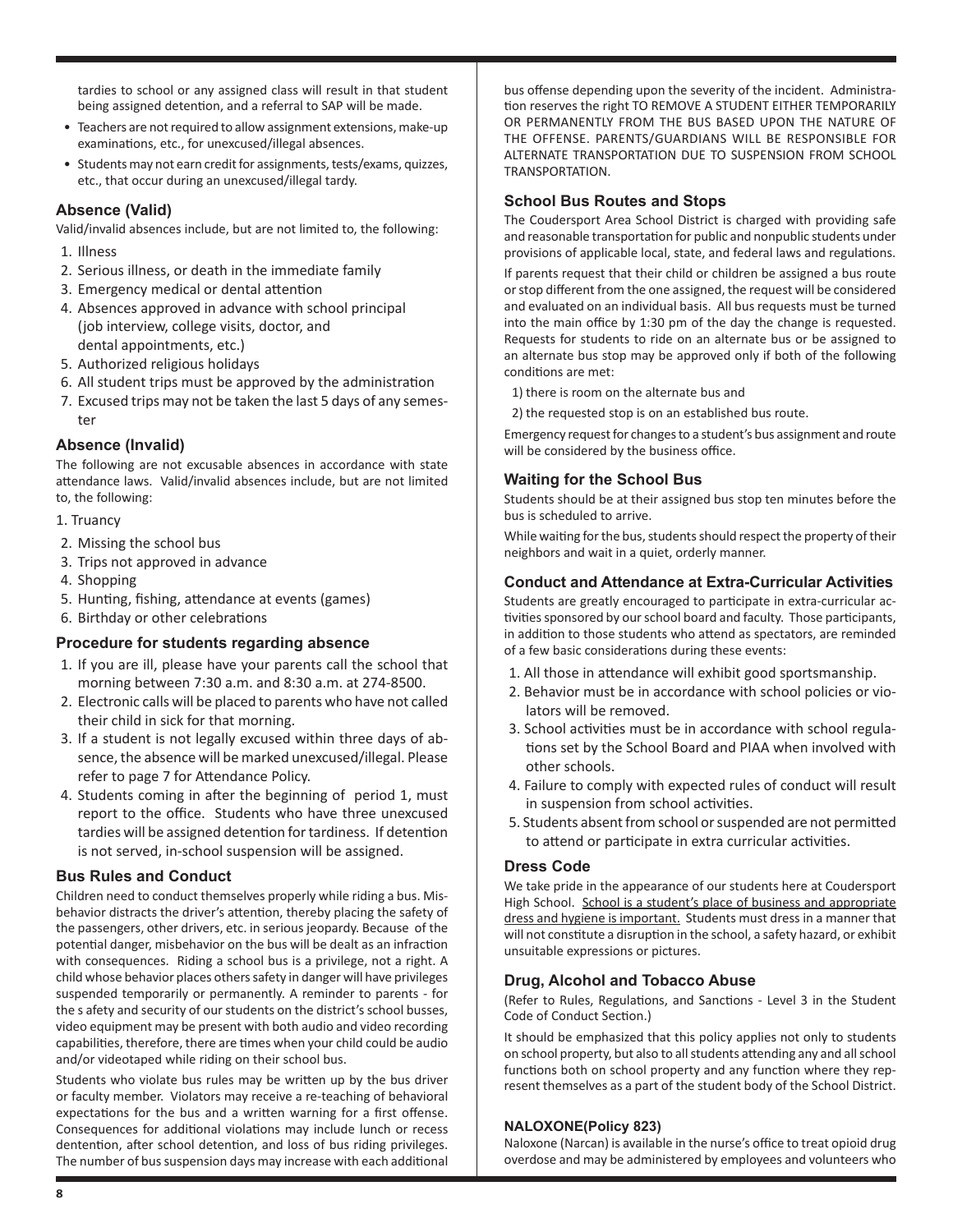tardies to school or any assigned class will result in that student being assigned detention, and a referral to SAP will be made.

- Teachers are not required to allow assignment extensions, make-up examinations, etc., for unexcused/illegal absences.
- Students may not earn credit for assignments, tests/exams, quizzes, etc., that occur during an unexcused/illegal tardy.

### Absence (Valid)

Valid/invalid absences include, but are not limited to, the following:

1. Illness
2. Serious illness, or death in the immediate family
3. Emergency medical or dental attention
4. Absences approved in advance with school principal (job interview, college visits, doctor, and dental appointments, etc.)
5. Authorized religious holidays
6. All student trips must be approved by the administration
7. Excused trips may not be taken the last 5 days of any semester

### Absence (Invalid)

The following are not excusable absences in accordance with state attendance laws. Valid/invalid absences include, but are not limited to, the following:

1. Truancy
2. Missing the school bus
3. Trips not approved in advance
4. Shopping
5. Hunting, fishing, attendance at events (games)
6. Birthday or other celebrations

### Procedure for students regarding absence

1. If you are ill, please have your parents call the school that morning between 7:30 a.m. and 8:30 a.m. at 274-8500.
2. Electronic calls will be placed to parents who have not called their child in sick for that morning.
3. If a student is not legally excused within three days of absence, the absence will be marked unexcused/illegal. Please refer to page 7 for Attendance Policy.
4. Students coming in after the beginning of period 1, must report to the office. Students who have three unexcused tardies will be assigned detention for tardiness. If detention is not served, in-school suspension will be assigned.

### Bus Rules and Conduct

Children need to conduct themselves properly while riding a bus. Misbehavior distracts the driver's attention, thereby placing the safety of the passengers, other drivers, etc. in serious jeopardy. Because of the potential danger, misbehavior on the bus will be dealt as an infraction with consequences. Riding a school bus is a privilege, not a right. A child whose behavior places others safety in danger will have privileges suspended temporarily or permanently. A reminder to parents - for the s afety and security of our students on the district's school busses, video equipment may be present with both audio and video recording capabilities, therefore, there are times when your child could be audio and/or videotaped while riding on their school bus.

Students who violate bus rules may be written up by the bus driver or faculty member. Violators may receive a re-teaching of behavioral expectations for the bus and a written warning for a first offense. Consequences for additional violations may include lunch or recess dentention, after school detention, and loss of bus riding privileges. The number of bus suspension days may increase with each additional bus offense depending upon the severity of the incident. Administration reserves the right TO REMOVE A STUDENT EITHER TEMPORARILY OR PERMANENTLY FROM THE BUS BASED UPON THE NATURE OF THE OFFENSE. PARENTS/GUARDIANS WILL BE RESPONSIBLE FOR ALTERNATE TRANSPORTATION DUE TO SUSPENSION FROM SCHOOL TRANSPORTATION.

### School Bus Routes and Stops

The Coudersport Area School District is charged with providing safe and reasonable transportation for public and nonpublic students under provisions of applicable local, state, and federal laws and regulations.

If parents request that their child or children be assigned a bus route or stop different from the one assigned, the request will be considered and evaluated on an individual basis. All bus requests must be turned into the main office by 1:30 pm of the day the change is requested. Requests for students to ride on an alternate bus or be assigned to an alternate bus stop may be approved only if both of the following conditions are met:

1) there is room on the alternate bus and

2) the requested stop is on an established bus route.

Emergency request for changes to a student's bus assignment and route will be considered by the business office.

### Waiting for the School Bus

Students should be at their assigned bus stop ten minutes before the bus is scheduled to arrive.

While waiting for the bus, students should respect the property of their neighbors and wait in a quiet, orderly manner.

### Conduct and Attendance at Extra-Curricular Activities

Students are greatly encouraged to participate in extra-curricular activities sponsored by our school board and faculty. Those participants, in addition to those students who attend as spectators, are reminded of a few basic considerations during these events:

1. All those in attendance will exhibit good sportsmanship.
2. Behavior must be in accordance with school policies or violators will be removed.
3. School activities must be in accordance with school regulations set by the School Board and PIAA when involved with other schools.
4. Failure to comply with expected rules of conduct will result in suspension from school activities.
5. Students absent from school or suspended are not permitted to attend or participate in extra curricular activities.

### Dress Code

We take pride in the appearance of our students here at Coudersport High School. School is a student's place of business and appropriate dress and hygiene is important. Students must dress in a manner that will not constitute a disruption in the school, a safety hazard, or exhibit unsuitable expressions or pictures.

### Drug, Alcohol and Tobacco Abuse

(Refer to Rules, Regulations, and Sanctions - Level 3 in the Student Code of Conduct Section.)

It should be emphasized that this policy applies not only to students on school property, but also to all students attending any and all school functions both on school property and any function where they represent themselves as a part of the student body of the School District.

### NALOXONE(Policy 823)

Naloxone (Narcan) is available in the nurse's office to treat opioid drug overdose and may be administered by employees and volunteers who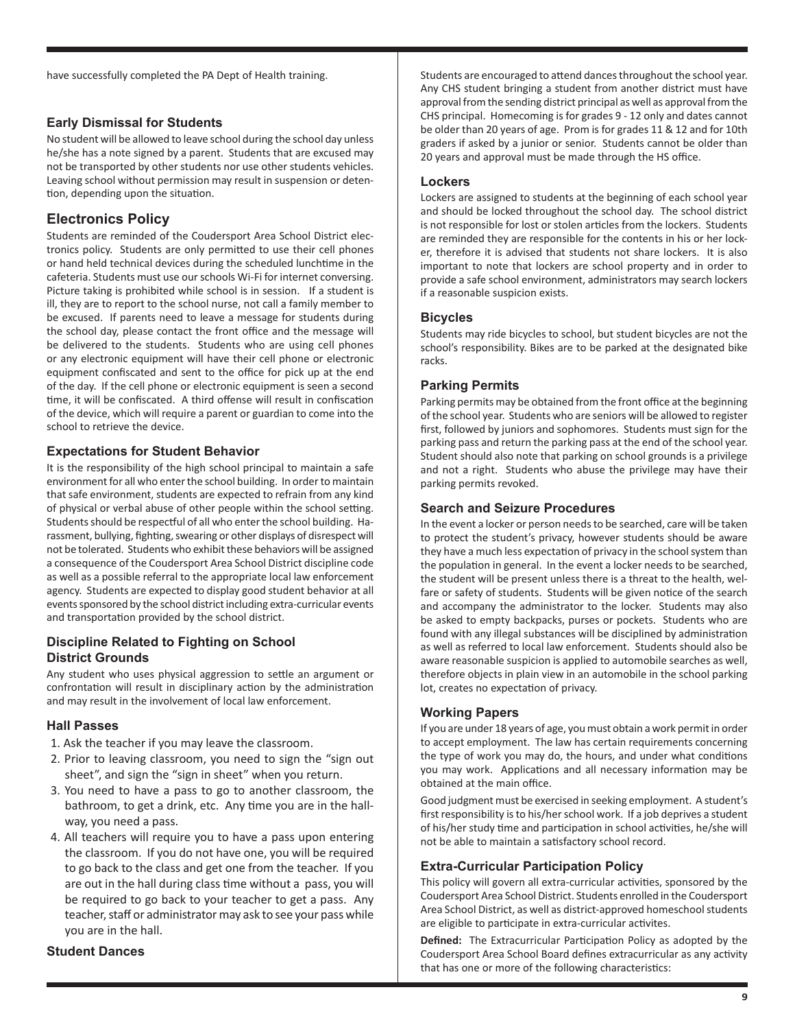have successfully completed the PA Dept of Health training.

### Early Dismissal for Students

No student will be allowed to leave school during the school day unless he/she has a note signed by a parent. Students that are excused may not be transported by other students nor use other students vehicles. Leaving school without permission may result in suspension or detention, depending upon the situation.

## Electronics Policy

Students are reminded of the Coudersport Area School District electronics policy. Students are only permitted to use their cell phones or hand held technical devices during the scheduled lunchtime in the cafeteria. Students must use our schools Wi-Fi for internet conversing. Picture taking is prohibited while school is in session. If a student is ill, they are to report to the school nurse, not call a family member to be excused. If parents need to leave a message for students during the school day, please contact the front office and the message will be delivered to the students. Students who are using cell phones or any electronic equipment will have their cell phone or electronic equipment confiscated and sent to the office for pick up at the end of the day. If the cell phone or electronic equipment is seen a second time, it will be confiscated. A third offense will result in confiscation of the device, which will require a parent or guardian to come into the school to retrieve the device.

### Expectations for Student Behavior

It is the responsibility of the high school principal to maintain a safe environment for all who enter the school building. In order to maintain that safe environment, students are expected to refrain from any kind of physical or verbal abuse of other people within the school setting. Students should be respectful of all who enter the school building. Harassment, bullying, fighting, swearing or other displays of disrespect will not be tolerated. Students who exhibit these behaviors will be assigned a consequence of the Coudersport Area School District discipline code as well as a possible referral to the appropriate local law enforcement agency. Students are expected to display good student behavior at all events sponsored by the school district including extra-curricular events and transportation provided by the school district.

### Discipline Related to Fighting on School District Grounds

Any student who uses physical aggression to settle an argument or confrontation will result in disciplinary action by the administration and may result in the involvement of local law enforcement.

### Hall Passes

1. Ask the teacher if you may leave the classroom.
2. Prior to leaving classroom, you need to sign the "sign out sheet", and sign the "sign in sheet" when you return.
3. You need to have a pass to go to another classroom, the bathroom, to get a drink, etc. Any time you are in the hallway, you need a pass.
4. All teachers will require you to have a pass upon entering the classroom. If you do not have one, you will be required to go back to the class and get one from the teacher. If you are out in the hall during class time without a pass, you will be required to go back to your teacher to get a pass. Any teacher, staff or administrator may ask to see your pass while you are in the hall.

### Student Dances

Students are encouraged to attend dances throughout the school year. Any CHS student bringing a student from another district must have approval from the sending district principal as well as approval from the CHS principal. Homecoming is for grades 9 - 12 only and dates cannot be older than 20 years of age. Prom is for grades 11 & 12 and for 10th graders if asked by a junior or senior. Students cannot be older than 20 years and approval must be made through the HS office.

### Lockers

Lockers are assigned to students at the beginning of each school year and should be locked throughout the school day. The school district is not responsible for lost or stolen articles from the lockers. Students are reminded they are responsible for the contents in his or her locker, therefore it is advised that students not share lockers. It is also important to note that lockers are school property and in order to provide a safe school environment, administrators may search lockers if a reasonable suspicion exists.

### Bicycles

Students may ride bicycles to school, but student bicycles are not the school's responsibility. Bikes are to be parked at the designated bike racks.

### Parking Permits

Parking permits may be obtained from the front office at the beginning of the school year. Students who are seniors will be allowed to register first, followed by juniors and sophomores. Students must sign for the parking pass and return the parking pass at the end of the school year. Student should also note that parking on school grounds is a privilege and not a right. Students who abuse the privilege may have their parking permits revoked.

### Search and Seizure Procedures

In the event a locker or person needs to be searched, care will be taken to protect the student's privacy, however students should be aware they have a much less expectation of privacy in the school system than the population in general. In the event a locker needs to be searched, the student will be present unless there is a threat to the health, welfare or safety of students. Students will be given notice of the search and accompany the administrator to the locker. Students may also be asked to empty backpacks, purses or pockets. Students who are found with any illegal substances will be disciplined by administration as well as referred to local law enforcement. Students should also be aware reasonable suspicion is applied to automobile searches as well, therefore objects in plain view in an automobile in the school parking lot, creates no expectation of privacy.

### Working Papers

If you are under 18 years of age, you must obtain a work permit in order to accept employment. The law has certain requirements concerning the type of work you may do, the hours, and under what conditions you may work. Applications and all necessary information may be obtained at the main office.

Good judgment must be exercised in seeking employment. A student's first responsibility is to his/her school work. If a job deprives a student of his/her study time and participation in school activities, he/she will not be able to maintain a satisfactory school record.

### Extra-Curricular Participation Policy

This policy will govern all extra-curricular activities, sponsored by the Coudersport Area School District. Students enrolled in the Coudersport Area School District, as well as district-approved homeschool students are eligible to participate in extra-curricular activites.

**Defined:** The Extracurricular Participation Policy as adopted by the Coudersport Area School Board defines extracurricular as any activity that has one or more of the following characteristics: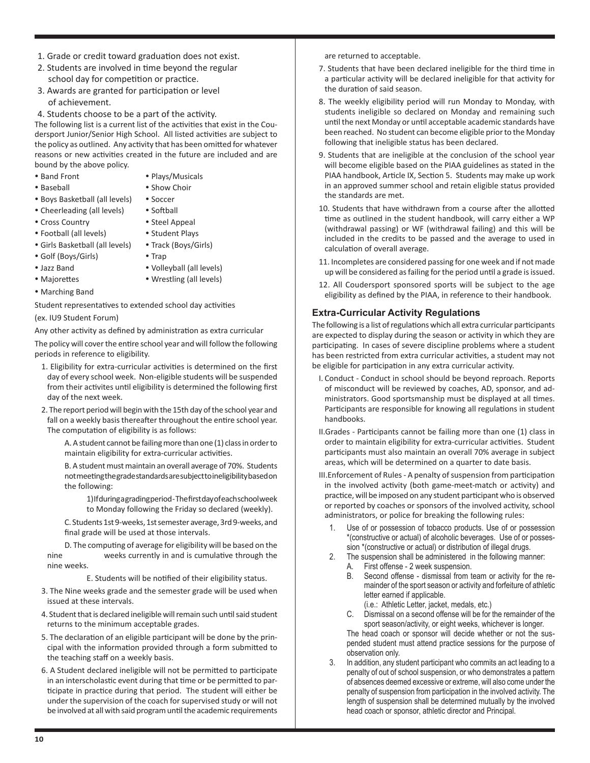1. Grade or credit toward graduation does not exist.
2. Students are involved in time beyond the regular school day for competition or practice.
3. Awards are granted for participation or level of achievement.
4. Students choose to be a part of the activity.

The following list is a current list of the activities that exist in the Coudersport Junior/Senior High School. All listed activities are subject to the policy as outlined. Any activity that has been omitted for whatever reasons or new activities created in the future are included and are bound by the above policy.

- Band Front
- Baseball
- Boys Basketball (all levels)
- Cheerleading (all levels)
- Cross Country
- Football (all levels)
- Girls Basketball (all levels)
- Golf (Boys/Girls)
- Jazz Band
- Majorettes
- Marching Band
- Plays/Musicals
- Show Choir
- Soccer
- Softball
- Steel Appeal
- Student Plays
- Track (Boys/Girls)
- Trap
- Volleyball (all levels)
- Wrestling (all levels)

Student representatives to extended school day activities

(ex. IU9 Student Forum)

Any other activity as defined by administration as extra curricular

The policy will cover the entire school year and will follow the following periods in reference to eligibility.

1. Eligibility for extra-curricular activities is determined on the first day of every school week. Non-eligible students will be suspended from their activites until eligibility is determined the following first day of the next week.
2. The report period will begin with the 15th day of the school year and fall on a weekly basis thereafter throughout the entire school year. The computation of eligibility is as follows:

   A. A student cannot be failing more than one (1) class in order to maintain eligibility for extra-curricular activities.

   B. A student must maintain an overall average of 70%. Students not meeting the grade standards are subject to ineligibility based on the following:

   1) If during a grading period - The first day of each school week to Monday following the Friday so declared (weekly).

   C. Students 1st 9-weeks, 1st semester average, 3rd 9-weeks, and final grade will be used at those intervals.

   D. The computing of average for eligibility will be based on the nine weeks currently in and is cumulative through the nine weeks.

   E. Students will be notified of their eligibility status.
3. The Nine weeks grade and the semester grade will be used when issued at these intervals.
4. Student that is declared ineligible will remain such until said student returns to the minimum acceptable grades.
5. The declaration of an eligible participant will be done by the principal with the information provided through a form submitted to the teaching staff on a weekly basis.
6. A Student declared ineligible will not be permitted to participate in an interscholastic event during that time or be permitted to participate in practice during that period. The student will either be under the supervision of the coach for supervised study or will not be involved at all with said program until the academic requirements are returned to acceptable.
7. Students that have been declared ineligible for the third time in a particular activity will be declared ineligible for that activity for the duration of said season.
8. The weekly eligibility period will run Monday to Monday, with students ineligible so declared on Monday and remaining such until the next Monday or until acceptable academic standards have been reached. No student can become eligible prior to the Monday following that ineligible status has been declared.
9. Students that are ineligible at the conclusion of the school year will become eligible based on the PIAA guidelines as stated in the PIAA handbook, Article IX, Section 5. Students may make up work in an approved summer school and retain eligible status provided the standards are met.
10. Students that have withdrawn from a course after the allotted time as outlined in the student handbook, will carry either a WP (withdrawal passing) or WF (withdrawal failing) and this will be included in the credits to be passed and the average to used in calculation of overall average.
11. Incompletes are considered passing for one week and if not made up will be considered as failing for the period until a grade is issued.
12. All Coudersport sponsored sports will be subject to the age eligibility as defined by the PIAA, in reference to their handbook.

### Extra-Curricular Activity Regulations

The following is a list of regulations which all extra curricular participants are expected to display during the season or activity in which they are participating. In cases of severe discipline problems where a student has been restricted from extra curricular activities, a student may not be eligible for participation in any extra curricular activity.

I. Conduct - Conduct in school should be beyond reproach. Reports of misconduct will be reviewed by coaches, AD, sponsor, and administrators. Good sportsmanship must be displayed at all times. Participants are responsible for knowing all regulations in student handbooks.

II. Grades - Participants cannot be failing more than one (1) class in order to maintain eligibility for extra-curricular activities. Student participants must also maintain an overall 70% average in subject areas, which will be determined on a quarter to date basis.

III. Enforcement of Rules - A penalty of suspension from participation in the involved activity (both game-meet-match or activity) and practice, will be imposed on any student participant who is observed or reported by coaches or sponsors of the involved activity, school administrators, or police for breaking the following rules:

1. Use of or possession of tobacco products. Use of or possession *(constructive or actual) of alcoholic beverages. Use of or possession *(constructive or actual) or distribution of illegal drugs.
2. The suspension shall be administered in the following manner:
   A. First offense - 2 week suspension.
   B. Second offense - dismissal from team or activity for the remainder of the sport season or activity and forfeiture of athletic letter earned if applicable.
   (i.e.: Athletic Letter, jacket, medals, etc.)
   C. Dismissal on a second offense will be for the remainder of the sport season/activity, or eight weeks, whichever is longer.

   The head coach or sponsor will decide whether or not the suspended student must attend practice sessions for the purpose of observation only.
3. In addition, any student participant who commits an act leading to a penalty of out of school suspension, or who demonstrates a pattern of absences deemed excessive or extreme, will also come under the penalty of suspension from participation in the involved activity. The length of suspension shall be determined mutually by the involved head coach or sponsor, athletic director and Principal.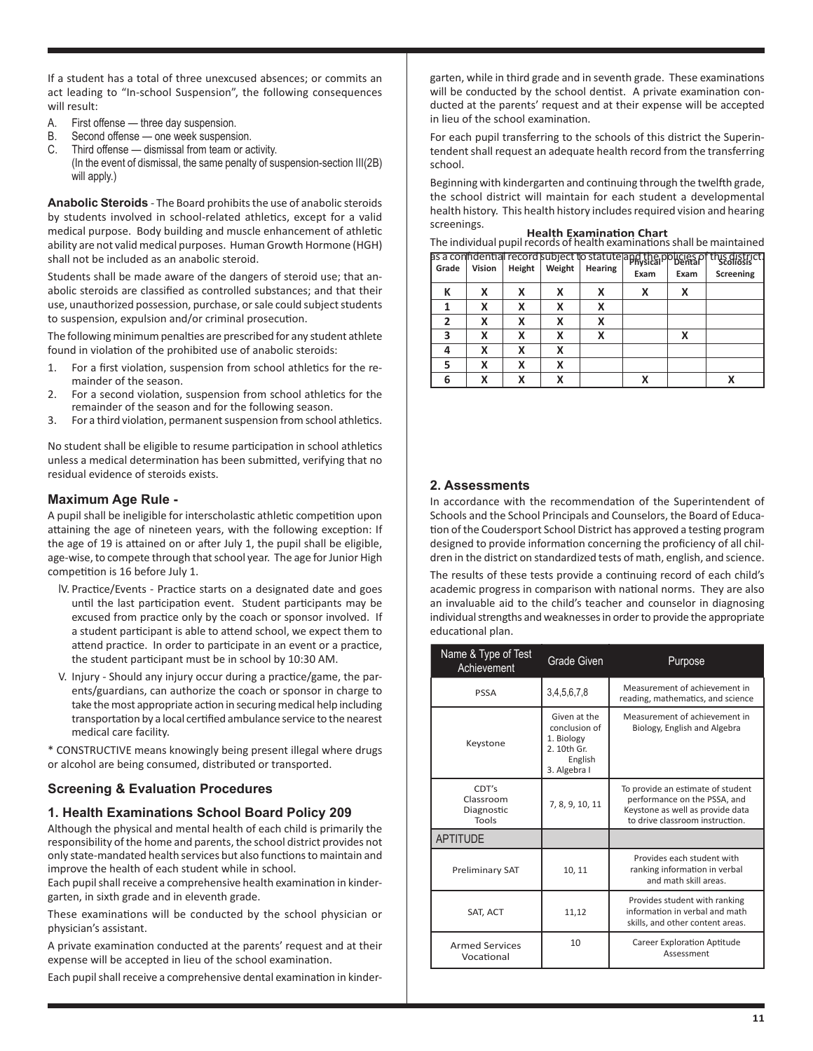If a student has a total of three unexcused absences; or commits an act leading to "In-school Suspension", the following consequences will result:

A. First offense — three day suspension.
B. Second offense — one week suspension.
C. Third offense — dismissal from team or activity.
(In the event of dismissal, the same penalty of suspension-section III(2B) will apply.)

**Anabolic Steroids** - The Board prohibits the use of anabolic steroids by students involved in school-related athletics, except for a valid medical purpose. Body building and muscle enhancement of athletic ability are not valid medical purposes. Human Growth Hormone (HGH) shall not be included as an anabolic steroid.

Students shall be made aware of the dangers of steroid use; that anabolic steroids are classified as controlled substances; and that their use, unauthorized possession, purchase, or sale could subject students to suspension, expulsion and/or criminal prosecution.

The following minimum penalties are prescribed for any student athlete found in violation of the prohibited use of anabolic steroids:

1. For a first violation, suspension from school athletics for the remainder of the season.
2. For a second violation, suspension from school athletics for the remainder of the season and for the following season.
3. For a third violation, permanent suspension from school athletics.

No student shall be eligible to resume participation in school athletics unless a medical determination has been submitted, verifying that no residual evidence of steroids exists.

### Maximum Age Rule -

A pupil shall be ineligible for interscholastic athletic competition upon attaining the age of nineteen years, with the following exception: If the age of 19 is attained on or after July 1, the pupil shall be eligible, age-wise, to compete through that school year. The age for Junior High competition is 16 before July 1.

IV. Practice/Events - Practice starts on a designated date and goes until the last participation event. Student participants may be excused from practice only by the coach or sponsor involved. If a student participant is able to attend school, we expect them to attend practice. In order to participate in an event or a practice, the student participant must be in school by 10:30 AM.

V. Injury - Should any injury occur during a practice/game, the parents/guardians, can authorize the coach or sponsor in charge to take the most appropriate action in securing medical help including transportation by a local certified ambulance service to the nearest medical care facility.

* CONSTRUCTIVE means knowingly being present illegal where drugs or alcohol are being consumed, distributed or transported.

## Screening & Evaluation Procedures

### 1. Health Examinations School Board Policy 209

Although the physical and mental health of each child is primarily the responsibility of the home and parents, the school district provides not only state-mandated health services but also functions to maintain and improve the health of each student while in school.

Each pupil shall receive a comprehensive health examination in kindergarten, in sixth grade and in eleventh grade.

These examinations will be conducted by the school physician or physician's assistant.

A private examination conducted at the parents' request and at their expense will be accepted in lieu of the school examination.

Each pupil shall receive a comprehensive dental examination in kindergarten, while in third grade and in seventh grade. These examinations will be conducted by the school dentist. A private examination conducted at the parents' request and at their expense will be accepted in lieu of the school examination.

For each pupil transferring to the schools of this district the Superintendent shall request an adequate health record from the transferring school.

Beginning with kindergarten and continuing through the twelfth grade, the school district will maintain for each student a developmental health history. This health history includes required vision and hearing screenings.

The individual pupil records of health examinations shall be maintained as a confidential record subject to statute and the policies of this district.

**Health Examination Chart**

| Grade | Vision | Height | Weight | Hearing | Physical Exam | Dental Exam | Scoliosis Screening |
|---|---|---|---|---|---|---|---|
| K | X | X | X | X | X | X | |
| 1 | X | X | X | X | | | |
| 2 | X | X | X | X | | | |
| 3 | X | X | X | X | | X | |
| 4 | X | X | X | | | | |
| 5 | X | X | X | | | | |
| 6 | X | X | X | | X | | X |

### 2. Assessments

In accordance with the recommendation of the Superintendent of Schools and the School Principals and Counselors, the Board of Education of the Coudersport School District has approved a testing program designed to provide information concerning the proficiency of all children in the district on standardized tests of math, english, and science.

The results of these tests provide a continuing record of each child's academic progress in comparison with national norms. They are also an invaluable aid to the child's teacher and counselor in diagnosing individual strengths and weaknesses in order to provide the appropriate educational plan.

| Name & Type of Test Achievement | Grade Given | Purpose |
|---|---|---|
| PSSA | 3,4,5,6,7,8 | Measurement of achievement in reading, mathematics, and science |
| Keystone | Given at the conclusion of 1. Biology 2. 10th Gr. English 3. Algebra I | Measurement of achievement in Biology, English and Algebra |
| CDT's Classroom Diagnostic Tools | 7, 8, 9, 10, 11 | To provide an estimate of student performance on the PSSA, and Keystone as well as provide data to drive classroom instruction. |
| APTITUDE | | |
| Preliminary SAT | 10, 11 | Provides each student with ranking information in verbal and math skill areas. |
| SAT, ACT | 11,12 | Provides student with ranking information in verbal and math skills, and other content areas. |
| Armed Services Vocational | 10 | Career Exploration Aptitude Assessment |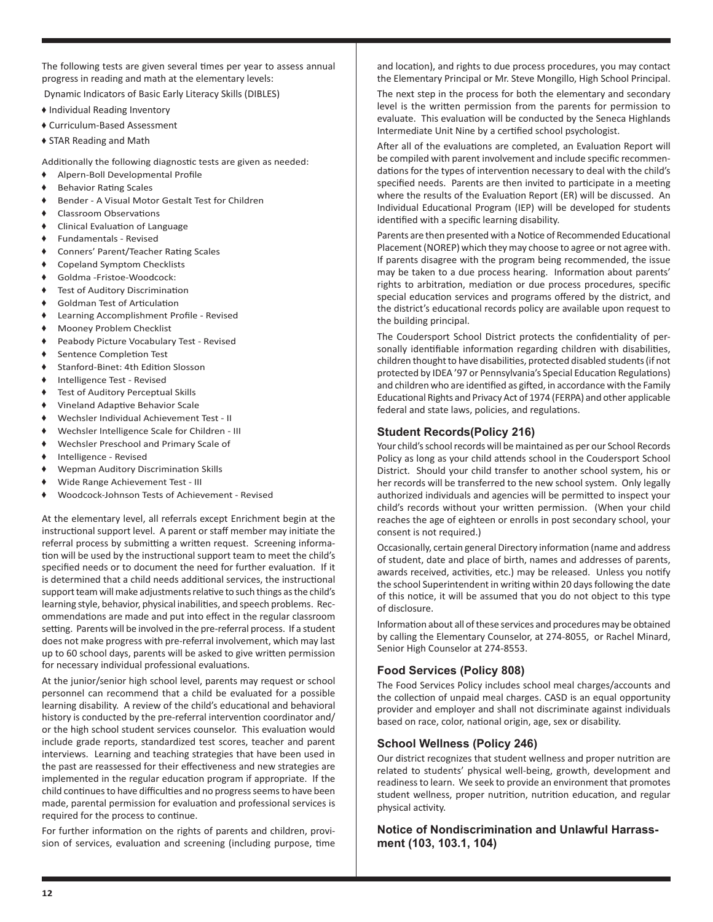The following tests are given several times per year to assess annual progress in reading and math at the elementary levels:

Dynamic Indicators of Basic Early Literacy Skills (DIBLES)

- ♦ Individual Reading Inventory
- ♦ Curriculum-Based Assessment
- ♦ STAR Reading and Math

Additionally the following diagnostic tests are given as needed:

- ♦ Alpern-Boll Developmental Profile
- ♦ Behavior Rating Scales
- ♦ Bender - A Visual Motor Gestalt Test for Children
- ♦ Classroom Observations
- ♦ Clinical Evaluation of Language
- ♦ Fundamentals - Revised
- ♦ Conners' Parent/Teacher Rating Scales
- ♦ Copeland Symptom Checklists
- ♦ Goldma -Fristoe-Woodcock:
- ♦ Test of Auditory Discrimination
- ♦ Goldman Test of Articulation
- ♦ Learning Accomplishment Profile - Revised
- ♦ Mooney Problem Checklist
- ♦ Peabody Picture Vocabulary Test - Revised
- ♦ Sentence Completion Test
- ♦ Stanford-Binet: 4th Edition Slosson
- ♦ Intelligence Test - Revised
- ♦ Test of Auditory Perceptual Skills
- ♦ Vineland Adaptive Behavior Scale
- ♦ Wechsler Individual Achievement Test - II
- ♦ Wechsler Intelligence Scale for Children - III
- ♦ Wechsler Preschool and Primary Scale of
- ♦ Intelligence - Revised
- ♦ Wepman Auditory Discrimination Skills
- ♦ Wide Range Achievement Test - III
- ♦ Woodcock-Johnson Tests of Achievement - Revised

At the elementary level, all referrals except Enrichment begin at the instructional support level. A parent or staff member may initiate the referral process by submitting a written request. Screening information will be used by the instructional support team to meet the child's specified needs or to document the need for further evaluation. If it is determined that a child needs additional services, the instructional support team will make adjustments relative to such things as the child's learning style, behavior, physical inabilities, and speech problems. Recommendations are made and put into effect in the regular classroom setting. Parents will be involved in the pre-referral process. If a student does not make progress with pre-referral involvement, which may last up to 60 school days, parents will be asked to give written permission for necessary individual professional evaluations.

At the junior/senior high school level, parents may request or school personnel can recommend that a child be evaluated for a possible learning disability. A review of the child's educational and behavioral history is conducted by the pre-referral intervention coordinator and/or the high school student services counselor. This evaluation would include grade reports, standardized test scores, teacher and parent interviews. Learning and teaching strategies that have been used in the past are reassessed for their effectiveness and new strategies are implemented in the regular education program if appropriate. If the child continues to have difficulties and no progress seems to have been made, parental permission for evaluation and professional services is required for the process to continue.

For further information on the rights of parents and children, provision of services, evaluation and screening (including purpose, time and location), and rights to due process procedures, you may contact the Elementary Principal or Mr. Steve Mongillo, High School Principal.

The next step in the process for both the elementary and secondary level is the written permission from the parents for permission to evaluate. This evaluation will be conducted by the Seneca Highlands Intermediate Unit Nine by a certified school psychologist.

After all of the evaluations are completed, an Evaluation Report will be compiled with parent involvement and include specific recommendations for the types of intervention necessary to deal with the child's specified needs. Parents are then invited to participate in a meeting where the results of the Evaluation Report (ER) will be discussed. An Individual Educational Program (IEP) will be developed for students identified with a specific learning disability.

Parents are then presented with a Notice of Recommended Educational Placement (NOREP) which they may choose to agree or not agree with. If parents disagree with the program being recommended, the issue may be taken to a due process hearing. Information about parents' rights to arbitration, mediation or due process procedures, specific special education services and programs offered by the district, and the district's educational records policy are available upon request to the building principal.

The Coudersport School District protects the confidentiality of personally identifiable information regarding children with disabilities, children thought to have disabilities, protected disabled students (if not protected by IDEA '97 or Pennsylvania's Special Education Regulations) and children who are identified as gifted, in accordance with the Family Educational Rights and Privacy Act of 1974 (FERPA) and other applicable federal and state laws, policies, and regulations.

### Student Records(Policy 216)

Your child's school records will be maintained as per our School Records Policy as long as your child attends school in the Coudersport School District. Should your child transfer to another school system, his or her records will be transferred to the new school system. Only legally authorized individuals and agencies will be permitted to inspect your child's records without your written permission. (When your child reaches the age of eighteen or enrolls in post secondary school, your consent is not required.)

Occasionally, certain general Directory information (name and address of student, date and place of birth, names and addresses of parents, awards received, activities, etc.) may be released. Unless you notify the school Superintendent in writing within 20 days following the date of this notice, it will be assumed that you do not object to this type of disclosure.

Information about all of these services and procedures may be obtained by calling the Elementary Counselor, at 274-8055, or Rachel Minard, Senior High Counselor at 274-8553.

### Food Services (Policy 808)

The Food Services Policy includes school meal charges/accounts and the collection of unpaid meal charges. CASD is an equal opportunity provider and employer and shall not discriminate against individuals based on race, color, national origin, age, sex or disability.

### School Wellness (Policy 246)

Our district recognizes that student wellness and proper nutrition are related to students' physical well-being, growth, development and readiness to learn. We seek to provide an environment that promotes student wellness, proper nutrition, nutrition education, and regular physical activity.

### Notice of Nondiscrimination and Unlawful Harrassment (103, 103.1, 104)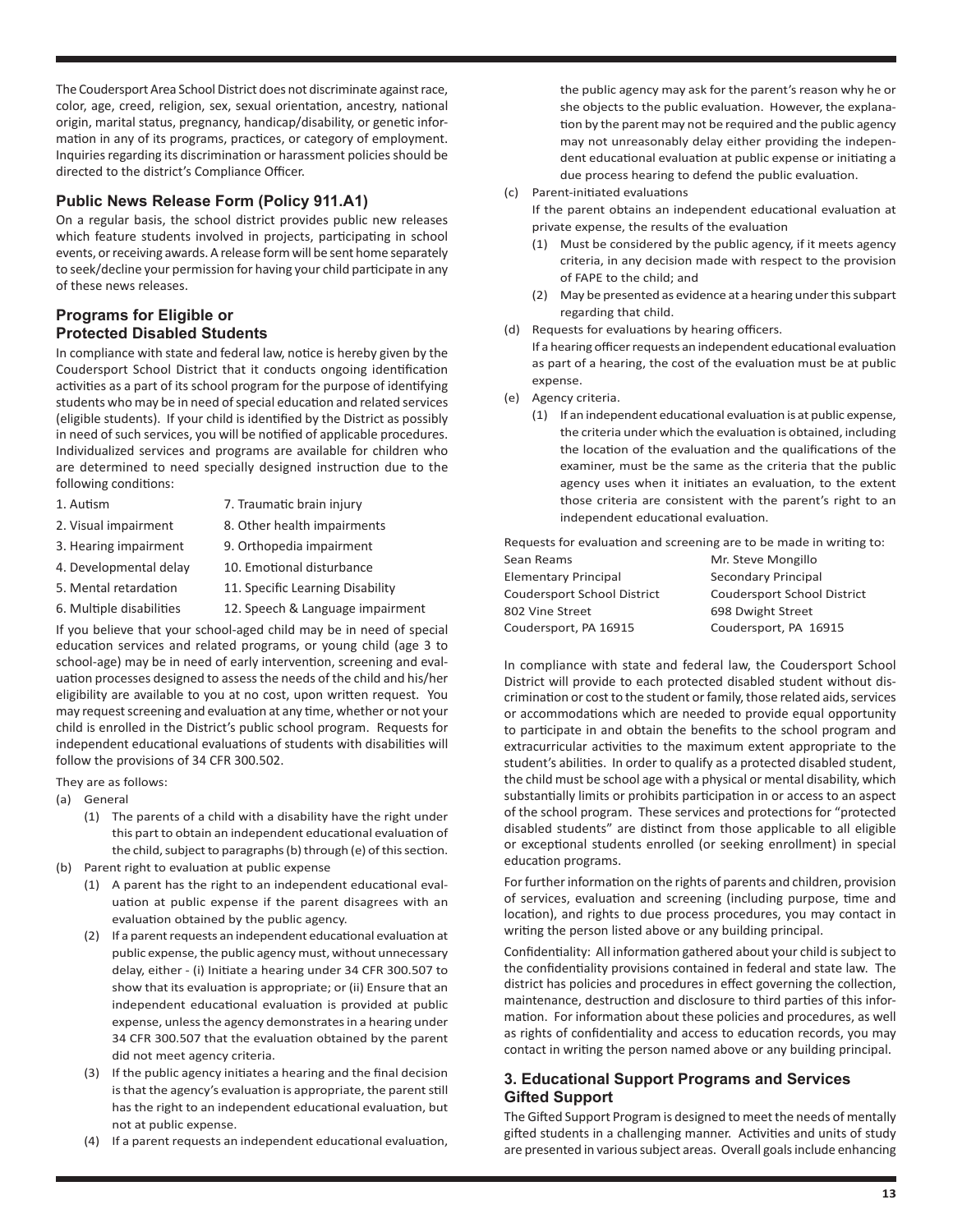The Coudersport Area School District does not discriminate against race, color, age, creed, religion, sex, sexual orientation, ancestry, national origin, marital status, pregnancy, handicap/disability, or genetic information in any of its programs, practices, or category of employment. Inquiries regarding its discrimination or harassment policies should be directed to the district's Compliance Officer.

## Public News Release Form (Policy 911.A1)

On a regular basis, the school district provides public new releases which feature students involved in projects, participating in school events, or receiving awards. A release form will be sent home separately to seek/decline your permission for having your child participate in any of these news releases.

## Programs for Eligible or Protected Disabled Students

In compliance with state and federal law, notice is hereby given by the Coudersport School District that it conducts ongoing identification activities as a part of its school program for the purpose of identifying students who may be in need of special education and related services (eligible students). If your child is identified by the District as possibly in need of such services, you will be notified of applicable procedures. Individualized services and programs are available for children who are determined to need specially designed instruction due to the following conditions:

1. Autism
2. Visual impairment
3. Hearing impairment
4. Developmental delay
5. Mental retardation
6. Multiple disabilities
7. Traumatic brain injury
8. Other health impairments
9. Orthopedia impairment
10. Emotional disturbance
11. Specific Learning Disability
12. Speech & Language impairment

If you believe that your school-aged child may be in need of special education services and related programs, or young child (age 3 to school-age) may be in need of early intervention, screening and evaluation processes designed to assess the needs of the child and his/her eligibility are available to you at no cost, upon written request. You may request screening and evaluation at any time, whether or not your child is enrolled in the District's public school program. Requests for independent educational evaluations of students with disabilities will follow the provisions of 34 CFR 300.502.

They are as follows:

(a) General
  - (1) The parents of a child with a disability have the right under this part to obtain an independent educational evaluation of the child, subject to paragraphs (b) through (e) of this section.

(b) Parent right to evaluation at public expense
  - (1) A parent has the right to an independent educational evaluation at public expense if the parent disagrees with an evaluation obtained by the public agency.
  - (2) If a parent requests an independent educational evaluation at public expense, the public agency must, without unnecessary delay, either - (i) Initiate a hearing under 34 CFR 300.507 to show that its evaluation is appropriate; or (ii) Ensure that an independent educational evaluation is provided at public expense, unless the agency demonstrates in a hearing under 34 CFR 300.507 that the evaluation obtained by the parent did not meet agency criteria.
  - (3) If the public agency initiates a hearing and the final decision is that the agency's evaluation is appropriate, the parent still has the right to an independent educational evaluation, but not at public expense.
  - (4) If a parent requests an independent educational evaluation, the public agency may ask for the parent's reason why he or she objects to the public evaluation. However, the explanation by the parent may not be required and the public agency may not unreasonably delay either providing the independent educational evaluation at public expense or initiating a due process hearing to defend the public evaluation.

(c) Parent-initiated evaluations

If the parent obtains an independent educational evaluation at private expense, the results of the evaluation
  - (1) Must be considered by the public agency, if it meets agency criteria, in any decision made with respect to the provision of FAPE to the child; and
  - (2) May be presented as evidence at a hearing under this subpart regarding that child.

(d) Requests for evaluations by hearing officers.

If a hearing officer requests an independent educational evaluation as part of a hearing, the cost of the evaluation must be at public expense.

(e) Agency criteria.
  - (1) If an independent educational evaluation is at public expense, the criteria under which the evaluation is obtained, including the location of the evaluation and the qualifications of the examiner, must be the same as the criteria that the public agency uses when it initiates an evaluation, to the extent those criteria are consistent with the parent's right to an independent educational evaluation.

Requests for evaluation and screening are to be made in writing to:

Sean Reams
Elementary Principal
Coudersport School District
802 Vine Street
Coudersport, PA 16915

Mr. Steve Mongillo
Secondary Principal
Coudersport School District
698 Dwight Street
Coudersport, PA 16915

In compliance with state and federal law, the Coudersport School District will provide to each protected disabled student without discrimination or cost to the student or family, those related aids, services or accommodations which are needed to provide equal opportunity to participate in and obtain the benefits to the school program and extracurricular activities to the maximum extent appropriate to the student's abilities. In order to qualify as a protected disabled student, the child must be school age with a physical or mental disability, which substantially limits or prohibits participation in or access to an aspect of the school program. These services and protections for "protected disabled students" are distinct from those applicable to all eligible or exceptional students enrolled (or seeking enrollment) in special education programs.

For further information on the rights of parents and children, provision of services, evaluation and screening (including purpose, time and location), and rights to due process procedures, you may contact in writing the person listed above or any building principal.

Confidentiality: All information gathered about your child is subject to the confidentiality provisions contained in federal and state law. The district has policies and procedures in effect governing the collection, maintenance, destruction and disclosure to third parties of this information. For information about these policies and procedures, as well as rights of confidentiality and access to education records, you may contact in writing the person named above or any building principal.

## 3. Educational Support Programs and Services Gifted Support

The Gifted Support Program is designed to meet the needs of mentally gifted students in a challenging manner. Activities and units of study are presented in various subject areas. Overall goals include enhancing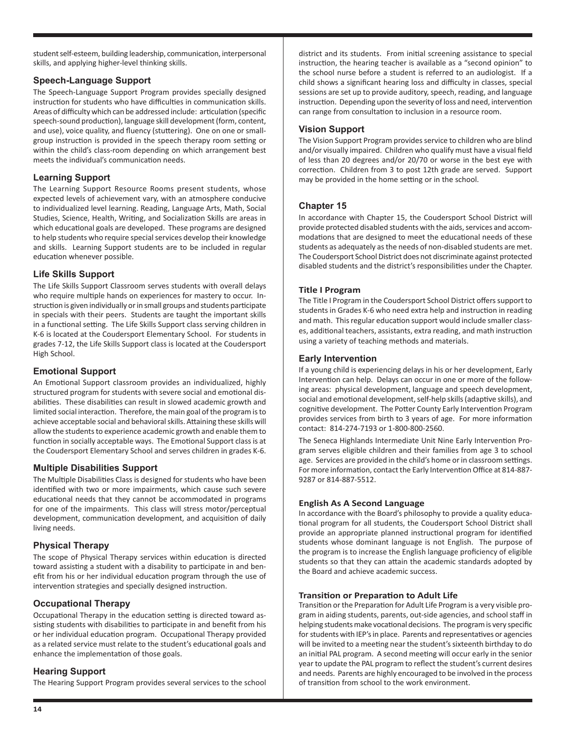student self-esteem, building leadership, communication, interpersonal skills, and applying higher-level thinking skills.

### Speech-Language Support

The Speech-Language Support Program provides specially designed instruction for students who have difficulties in communication skills. Areas of difficulty which can be addressed include: articulation (specific speech-sound production), language skill development (form, content, and use), voice quality, and fluency (stuttering). One on one or small-group instruction is provided in the speech therapy room setting or within the child's class-room depending on which arrangement best meets the individual's communication needs.

### Learning Support

The Learning Support Resource Rooms present students, whose expected levels of achievement vary, with an atmosphere conducive to individualized level learning. Reading, Language Arts, Math, Social Studies, Science, Health, Writing, and Socialization Skills are areas in which educational goals are developed. These programs are designed to help students who require special services develop their knowledge and skills. Learning Support students are to be included in regular education whenever possible.

### Life Skills Support

The Life Skills Support Classroom serves students with overall delays who require multiple hands on experiences for mastery to occur. Instruction is given individually or in small groups and students participate in specials with their peers. Students are taught the important skills in a functional setting. The Life Skills Support class serving children in K-6 is located at the Coudersport Elementary School. For students in grades 7-12, the Life Skills Support class is located at the Coudersport High School.

### Emotional Support

An Emotional Support classroom provides an individualized, highly structured program for students with severe social and emotional disabilities. These disabilities can result in slowed academic growth and limited social interaction. Therefore, the main goal of the program is to achieve acceptable social and behavioral skills. Attaining these skills will allow the students to experience academic growth and enable them to function in socially acceptable ways. The Emotional Support class is at the Coudersport Elementary School and serves children in grades K-6.

### Multiple Disabilities Support

The Multiple Disabilities Class is designed for students who have been identified with two or more impairments, which cause such severe educational needs that they cannot be accommodated in programs for one of the impairments. This class will stress motor/perceptual development, communication development, and acquisition of daily living needs.

### Physical Therapy

The scope of Physical Therapy services within education is directed toward assisting a student with a disability to participate in and benefit from his or her individual education program through the use of intervention strategies and specially designed instruction.

### Occupational Therapy

Occupational Therapy in the education setting is directed toward assisting students with disabilities to participate in and benefit from his or her individual education program. Occupational Therapy provided as a related service must relate to the student's educational goals and enhance the implementation of those goals.

### Hearing Support

The Hearing Support Program provides several services to the school district and its students. From initial screening assistance to special instruction, the hearing teacher is available as a "second opinion" to the school nurse before a student is referred to an audiologist. If a child shows a significant hearing loss and difficulty in classes, special sessions are set up to provide auditory, speech, reading, and language instruction. Depending upon the severity of loss and need, intervention can range from consultation to inclusion in a resource room.

### Vision Support

The Vision Support Program provides service to children who are blind and/or visually impaired. Children who qualify must have a visual field of less than 20 degrees and/or 20/70 or worse in the best eye with correction. Children from 3 to post 12th grade are served. Support may be provided in the home setting or in the school.

### Chapter 15

In accordance with Chapter 15, the Coudersport School District will provide protected disabled students with the aids, services and accommodations that are designed to meet the educational needs of these students as adequately as the needs of non-disabled students are met. The Coudersport School District does not discriminate against protected disabled students and the district's responsibilities under the Chapter.

### Title I Program

The Title I Program in the Coudersport School District offers support to students in Grades K-6 who need extra help and instruction in reading and math. This regular education support would include smaller classes, additional teachers, assistants, extra reading, and math instruction using a variety of teaching methods and materials.

### Early Intervention

If a young child is experiencing delays in his or her development, Early Intervention can help. Delays can occur in one or more of the following areas: physical development, language and speech development, social and emotional development, self-help skills (adaptive skills), and cognitive development. The Potter County Early Intervention Program provides services from birth to 3 years of age. For more information contact: 814-274-7193 or 1-800-800-2560.

The Seneca Highlands Intermediate Unit Nine Early Intervention Program serves eligible children and their families from age 3 to school age. Services are provided in the child's home or in classroom settings. For more information, contact the Early Intervention Office at 814-887-9287 or 814-887-5512.

### English As A Second Language

In accordance with the Board's philosophy to provide a quality educational program for all students, the Coudersport School District shall provide an appropriate planned instructional program for identified students whose dominant language is not English. The purpose of the program is to increase the English language proficiency of eligible students so that they can attain the academic standards adopted by the Board and achieve academic success.

### Transition or Preparation to Adult Life

Transition or the Preparation for Adult Life Program is a very visible program in aiding students, parents, out-side agencies, and school staff in helping students make vocational decisions. The program is very specific for students with IEP's in place. Parents and representatives or agencies will be invited to a meeting near the student's sixteenth birthday to do an initial PAL program. A second meeting will occur early in the senior year to update the PAL program to reflect the student's current desires and needs. Parents are highly encouraged to be involved in the process of transition from school to the work environment.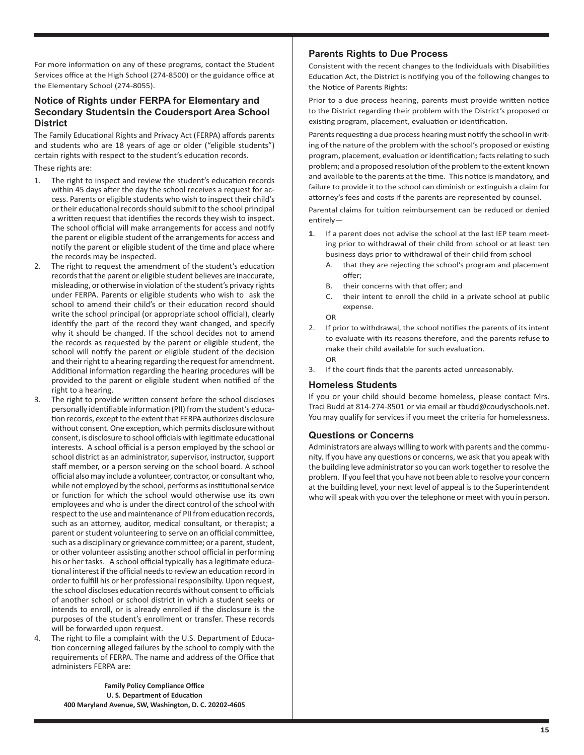For more information on any of these programs, contact the Student Services office at the High School (274-8500) or the guidance office at the Elementary School (274-8055).

### Notice of Rights under FERPA for Elementary and Secondary Studentsin the Coudersport Area School District

The Family Educational Rights and Privacy Act (FERPA) affords parents and students who are 18 years of age or older ("eligible students") certain rights with respect to the student's education records.

These rights are:

1. The right to inspect and review the student's education records within 45 days after the day the school receives a request for access. Parents or eligible students who wish to inspect their child's or their educational records should submit to the school principal a written request that identifies the records they wish to inspect. The school official will make arrangements for access and notify the parent or eligible student of the arrangements for access and notify the parent or eligible student of the time and place where the records may be inspected.
2. The right to request the amendment of the student's education records that the parent or eligible student believes are inaccurate, misleading, or otherwise in violation of the student's privacy rights under FERPA. Parents or eligible students who wish to ask the school to amend their child's or their education record should write the school principal (or appropriate school official), clearly identify the part of the record they want changed, and specify why it should be changed. If the school decides not to amend the records as requested by the parent or eligible student, the school will notify the parent or eligible student of the decision and their right to a hearing regarding the request for amendment. Additional information regarding the hearing procedures will be provided to the parent or eligible student when notified of the right to a hearing.
3. The right to provide written consent before the school discloses personally identifiable information (PII) from the student's education records, except to the extent that FERPA authorizes disclosure without consent. One exception, which permits disclosure without consent, is disclosure to school officials with legitimate educational interests. A school official is a person employed by the school or school district as an administrator, supervisor, instructor, support staff member, or a person serving on the school board. A school official also may include a volunteer, contractor, or consultant who, while not employed by the school, performs as institutional service or function for which the school would otherwise use its own employees and who is under the direct control of the school with respect to the use and maintenance of PII from education records, such as an attorney, auditor, medical consultant, or therapist; a parent or student volunteering to serve on an official committee, such as a disciplinary or grievance committee; or a parent, student, or other volunteer assisting another school official in performing his or her tasks. A school official typically has a legitimate educational interest if the official needs to review an education record in order to fulfill his or her professional responsibilty. Upon request, the school discloses education records without consent to officials of another school or school district in which a student seeks or intends to enroll, or is already enrolled if the disclosure is the purposes of the student's enrollment or transfer. These records will be forwarded upon request.
4. The right to file a complaint with the U.S. Department of Education concerning alleged failures by the school to comply with the requirements of FERPA. The name and address of the Office that administers FERPA are:

**Family Policy Compliance Office**
**U. S. Department of Education**
**400 Maryland Avenue, SW, Washington, D. C. 20202-4605**

### Parents Rights to Due Process

Consistent with the recent changes to the Individuals with Disabilities Education Act, the District is notifying you of the following changes to the Notice of Parents Rights:

Prior to a due process hearing, parents must provide written notice to the District regarding their problem with the District's proposed or existing program, placement, evaluation or identification.

Parents requesting a due process hearing must notify the school in writing of the nature of the problem with the school's proposed or existing program, placement, evaluation or identification; facts relating to such problem; and a proposed resolution of the problem to the extent known and available to the parents at the time. This notice is mandatory, and failure to provide it to the school can diminish or extinguish a claim for attorney's fees and costs if the parents are represented by counsel.

Parental claims for tuition reimbursement can be reduced or denied entirely—

**1**. If a parent does not advise the school at the last IEP team meeting prior to withdrawal of their child from school or at least ten business days prior to withdrawal of their child from school
   - A. that they are rejecting the school's program and placement offer;
   - B. their concerns with that offer; and
   - C. their intent to enroll the child in a private school at public expense.

   OR
2. If prior to withdrawal, the school notifies the parents of its intent to evaluate with its reasons therefore, and the parents refuse to make their child available for such evaluation.

   OR
3. If the court finds that the parents acted unreasonably.

### Homeless Students

If you or your child should become homeless, please contact Mrs. Traci Budd at 814-274-8501 or via email ar tbudd@coudyschools.net. You may qualify for services if you meet the criteria for homelessness.

### Questions or Concerns

Administrators are always willing to work with parents and the community. If you have any questions or concerns, we ask that you apeak with the building leve administrator so you can work together to resolve the problem. If you feel that you have not been able to resolve your concern at the building level, your next level of appeal is to the Superintendent who will speak with you over the telephone or meet with you in person.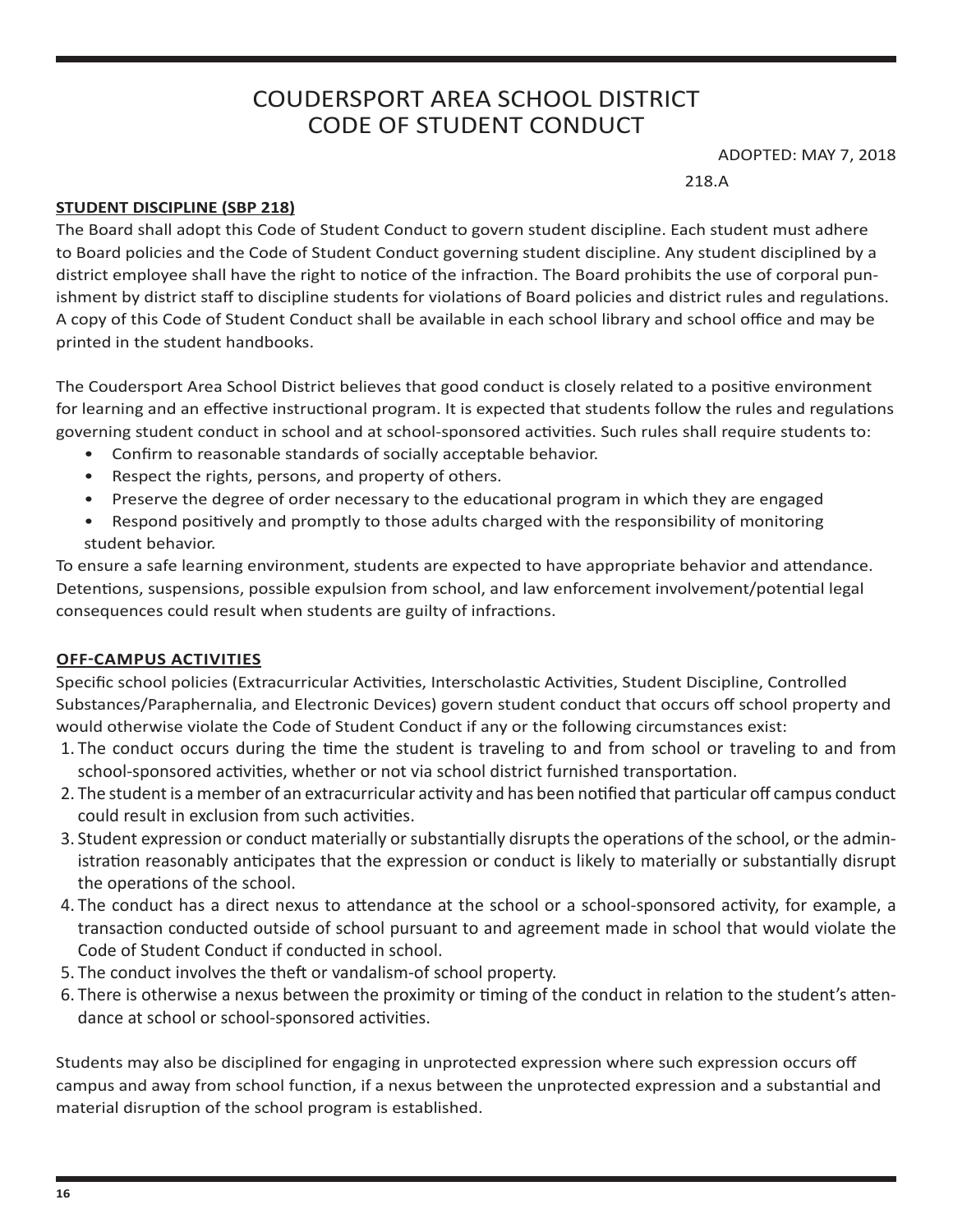# COUDERSPORT AREA SCHOOL DISTRICT
# CODE OF STUDENT CONDUCT

ADOPTED: MAY 7, 2018

218.A

**STUDENT DISCIPLINE (SBP 218)**

The Board shall adopt this Code of Student Conduct to govern student discipline. Each student must adhere to Board policies and the Code of Student Conduct governing student discipline. Any student disciplined by a district employee shall have the right to notice of the infraction. The Board prohibits the use of corporal punishment by district staff to discipline students for violations of Board policies and district rules and regulations. A copy of this Code of Student Conduct shall be available in each school library and school office and may be printed in the student handbooks.

The Coudersport Area School District believes that good conduct is closely related to a positive environment for learning and an effective instructional program. It is expected that students follow the rules and regulations governing student conduct in school and at school-sponsored activities. Such rules shall require students to:

- Confirm to reasonable standards of socially acceptable behavior.
- Respect the rights, persons, and property of others.
- Preserve the degree of order necessary to the educational program in which they are engaged
- Respond positively and promptly to those adults charged with the responsibility of monitoring student behavior.

To ensure a safe learning environment, students are expected to have appropriate behavior and attendance. Detentions, suspensions, possible expulsion from school, and law enforcement involvement/potential legal consequences could result when students are guilty of infractions.

**OFF-CAMPUS ACTIVITIES**

Specific school policies (Extracurricular Activities, Interscholastic Activities, Student Discipline, Controlled Substances/Paraphernalia, and Electronic Devices) govern student conduct that occurs off school property and would otherwise violate the Code of Student Conduct if any or the following circumstances exist:

1. The conduct occurs during the time the student is traveling to and from school or traveling to and from school-sponsored activities, whether or not via school district furnished transportation.
2. The student is a member of an extracurricular activity and has been notified that particular off campus conduct could result in exclusion from such activities.
3. Student expression or conduct materially or substantially disrupts the operations of the school, or the administration reasonably anticipates that the expression or conduct is likely to materially or substantially disrupt the operations of the school.
4. The conduct has a direct nexus to attendance at the school or a school-sponsored activity, for example, a transaction conducted outside of school pursuant to and agreement made in school that would violate the Code of Student Conduct if conducted in school.
5. The conduct involves the theft or vandalism-of school property.
6. There is otherwise a nexus between the proximity or timing of the conduct in relation to the student's attendance at school or school-sponsored activities.

Students may also be disciplined for engaging in unprotected expression where such expression occurs off campus and away from school function, if a nexus between the unprotected expression and a substantial and material disruption of the school program is established.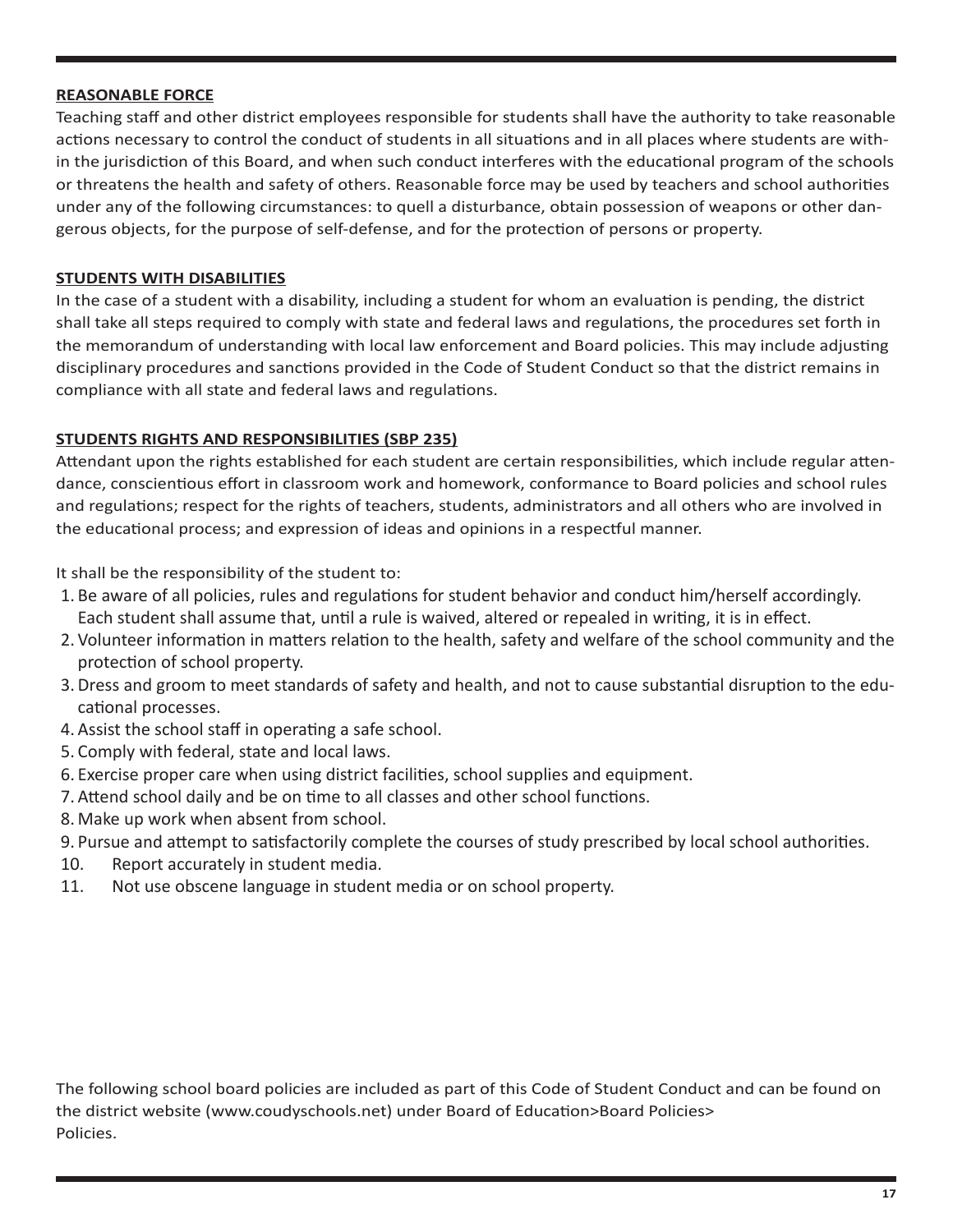**REASONABLE FORCE**

Teaching staff and other district employees responsible for students shall have the authority to take reasonable actions necessary to control the conduct of students in all situations and in all places where students are within the jurisdiction of this Board, and when such conduct interferes with the educational program of the schools or threatens the health and safety of others. Reasonable force may be used by teachers and school authorities under any of the following circumstances: to quell a disturbance, obtain possession of weapons or other dangerous objects, for the purpose of self-defense, and for the protection of persons or property.

**STUDENTS WITH DISABILITIES**

In the case of a student with a disability, including a student for whom an evaluation is pending, the district shall take all steps required to comply with state and federal laws and regulations, the procedures set forth in the memorandum of understanding with local law enforcement and Board policies. This may include adjusting disciplinary procedures and sanctions provided in the Code of Student Conduct so that the district remains in compliance with all state and federal laws and regulations.

**STUDENTS RIGHTS AND RESPONSIBILITIES (SBP 235)**

Attendant upon the rights established for each student are certain responsibilities, which include regular attendance, conscientious effort in classroom work and homework, conformance to Board policies and school rules and regulations; respect for the rights of teachers, students, administrators and all others who are involved in the educational process; and expression of ideas and opinions in a respectful manner.

It shall be the responsibility of the student to:

1. Be aware of all policies, rules and regulations for student behavior and conduct him/herself accordingly. Each student shall assume that, until a rule is waived, altered or repealed in writing, it is in effect.
2. Volunteer information in matters relation to the health, safety and welfare of the school community and the protection of school property.
3. Dress and groom to meet standards of safety and health, and not to cause substantial disruption to the educational processes.
4. Assist the school staff in operating a safe school.
5. Comply with federal, state and local laws.
6. Exercise proper care when using district facilities, school supplies and equipment.
7. Attend school daily and be on time to all classes and other school functions.
8. Make up work when absent from school.
9. Pursue and attempt to satisfactorily complete the courses of study prescribed by local school authorities.
10. Report accurately in student media.
11. Not use obscene language in student media or on school property.

The following school board policies are included as part of this Code of Student Conduct and can be found on the district website (www.coudyschools.net) under Board of Education>Board Policies> Policies.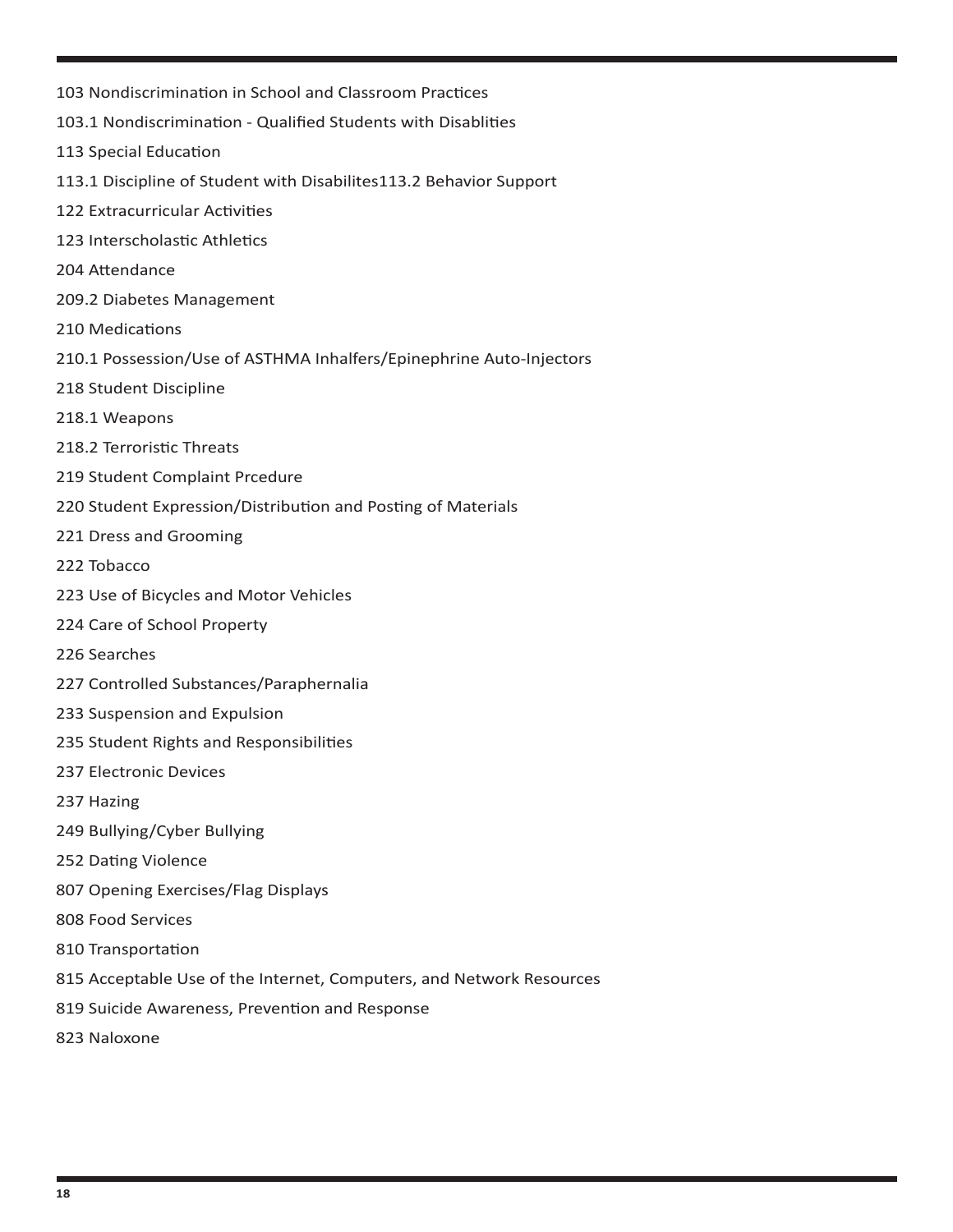103 Nondiscrimination in School and Classroom Practices

103.1 Nondiscrimination - Qualified Students with Disablities

113 Special Education

113.1 Discipline of Student with Disabilites113.2 Behavior Support

122 Extracurricular Activities

123 Interscholastic Athletics

204 Attendance

209.2 Diabetes Management

210 Medications

210.1 Possession/Use of ASTHMA Inhalfers/Epinephrine Auto-Injectors

218 Student Discipline

218.1 Weapons

218.2 Terroristic Threats

219 Student Complaint Prcedure

220 Student Expression/Distribution and Posting of Materials

221 Dress and Grooming

222 Tobacco

223 Use of Bicycles and Motor Vehicles

224 Care of School Property

226 Searches

227 Controlled Substances/Paraphernalia

233 Suspension and Expulsion

235 Student Rights and Responsibilities

237 Electronic Devices

237 Hazing

249 Bullying/Cyber Bullying

252 Dating Violence

807 Opening Exercises/Flag Displays

808 Food Services

810 Transportation

815 Acceptable Use of the Internet, Computers, and Network Resources

819 Suicide Awareness, Prevention and Response

823 Naloxone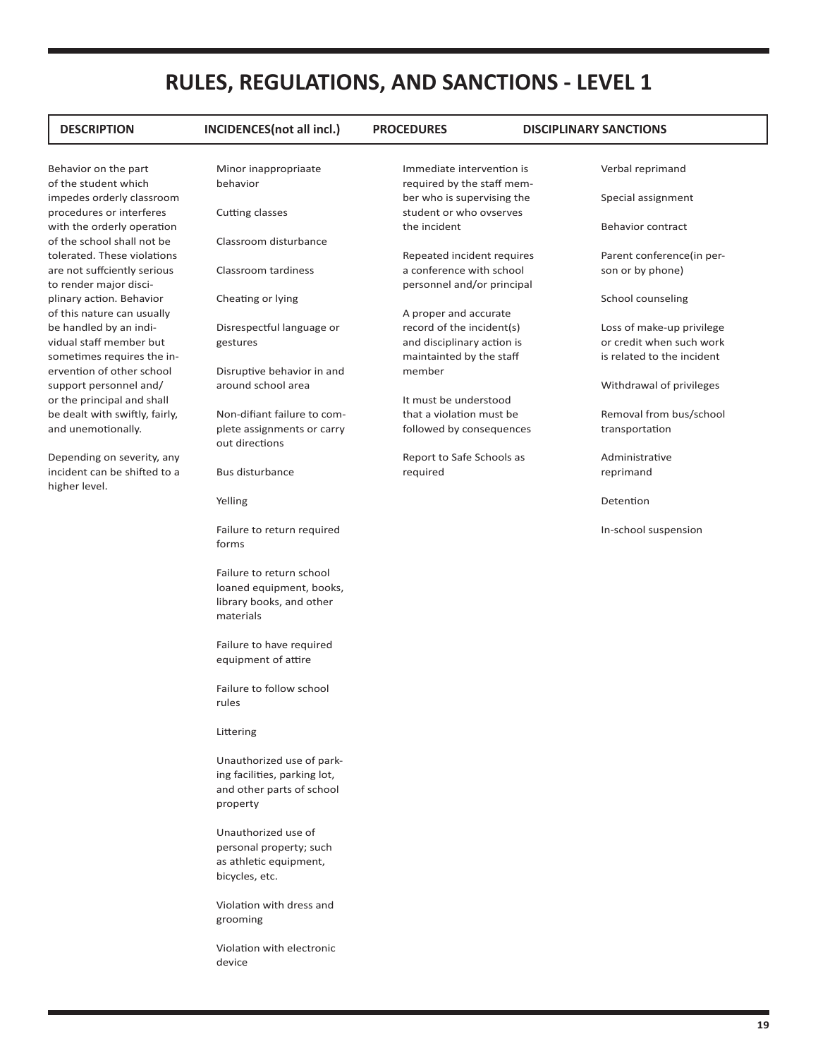# RULES, REGULATIONS, AND SANCTIONS - LEVEL 1

| DESCRIPTION | INCIDENCES(not all incl.) | PROCEDURES | DISCIPLINARY SANCTIONS |
|---|---|---|---|
| Behavior on the part of the student which impedes orderly classroom procedures or interferes with the orderly operation of the school shall not be tolerated. These violations are not suffciently serious to render major disciplinary action. Behavior of this nature can usually be handled by an individual staff member but sometimes requires the inervention of other school support personnel and/ or the principal and shall be dealt with swiftly, fairly, and unemotionally.<br><br>Depending on severity, any incident can be shifted to a higher level. | Minor inappropriaate behavior<br><br>Cutting classes<br><br>Classroom disturbance<br><br>Classroom tardiness<br><br>Cheating or lying<br><br>Disrespectful language or gestures<br><br>Disruptive behavior in and around school area<br><br>Non-difiant failure to complete assignments or carry out directions<br><br>Bus disturbance<br><br>Yelling<br><br>Failure to return required forms<br><br>Failure to return school loaned equipment, books, library books, and other materials<br><br>Failure to have required equipment of attire<br><br>Failure to follow school rules<br><br>Littering<br><br>Unauthorized use of parking facilities, parking lot, and other parts of school property<br><br>Unauthorized use of personal property; such as athletic equipment, bicycles, etc.<br><br>Violation with dress and grooming<br><br>Violation with electronic device | Immediate intervention is required by the staff member who is supervising the student or who ovserves the incident<br><br>Repeated incident requires a conference with school personnel and/or principal<br><br>A proper and accurate record of the incident(s) and disciplinary action is maintainted by the staff member<br><br>It must be understood that a violation must be followed by consequences<br><br>Report to Safe Schools as required | Verbal reprimand<br><br>Special assignment<br><br>Behavior contract<br><br>Parent conference(in person or by phone)<br><br>School counseling<br><br>Loss of make-up privilege or credit when such work is related to the incident<br><br>Withdrawal of privileges<br><br>Removal from bus/school transportation<br><br>Administrative reprimand<br><br>Detention<br><br>In-school suspension |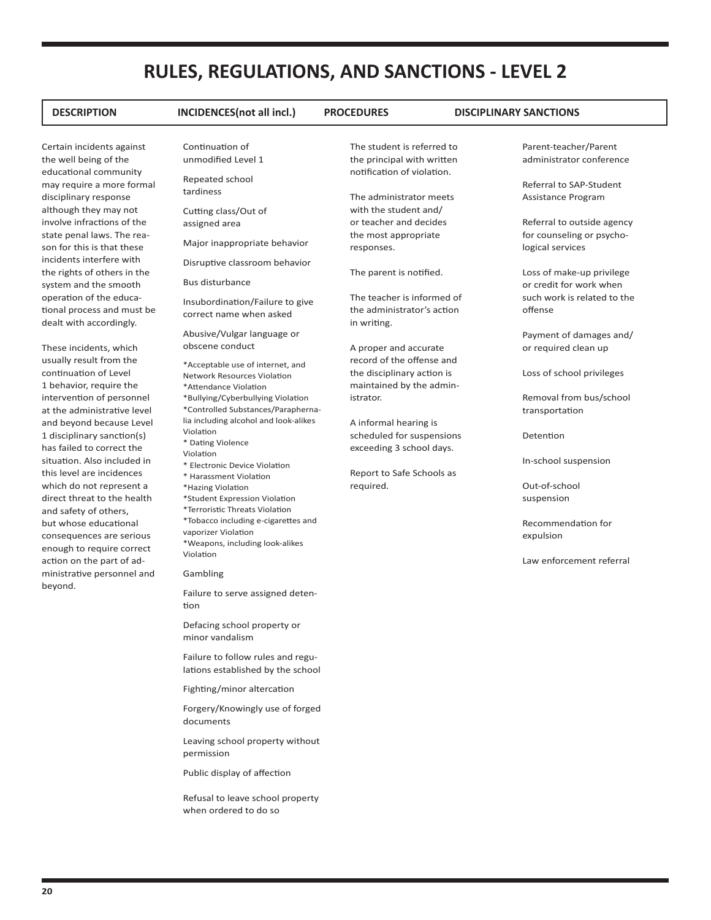# RULES, REGULATIONS, AND SANCTIONS - LEVEL 2

| DESCRIPTION | INCIDENCES(not all incl.) | PROCEDURES | DISCIPLINARY SANCTIONS |
|---|---|---|---|
| Certain incidents against the well being of the educational community may require a more formal disciplinary response although they may not involve infractions of the state penal laws. The reason for this is that these incidents interfere with the rights of others in the system and the smooth operation of the educational process and must be dealt with accordingly.<br><br>These incidents, which usually result from the continuation of Level 1 behavior, require the intervention of personnel at the administrative level and beyond because Level 1 disciplinary sanction(s) has failed to correct the situation. Also included in this level are incidences which do not represent a direct threat to the health and safety of others, but whose educational consequences are serious enough to require correct action on the part of administrative personnel and beyond. | Continuation of unmodified Level 1<br><br>Repeated school tardiness<br><br>Cutting class/Out of assigned area<br><br>Major inappropriate behavior<br><br>Disruptive classroom behavior<br><br>Bus disturbance<br><br>Insubordination/Failure to give correct name when asked<br><br>Abusive/Vulgar language or obscene conduct<br><br>*Acceptable use of internet, and Network Resources Violation<br>*Attendance Violation<br>*Bullying/Cyberbullying Violation<br>*Controlled Substances/Paraphernalia including alcohol and look-alikes Violation<br>* Dating Violence Violation<br>* Electronic Device Violation<br>* Harassment Violation<br>*Hazing Violation<br>*Student Expression Violation<br>*Terroristic Threats Violation<br>*Tobacco including e-cigarettes and vaporizer Violation<br>*Weapons, including look-alikes Violation<br><br>Gambling<br><br>Failure to serve assigned detention<br><br>Defacing school property or minor vandalism<br><br>Failure to follow rules and regulations established by the school<br><br>Fighting/minor altercation<br><br>Forgery/Knowingly use of forged documents<br><br>Leaving school property without permission<br><br>Public display of affection<br><br>Refusal to leave school property when ordered to do so | The student is referred to the principal with written notification of violation.<br><br>The administrator meets with the student and/or teacher and decides the most appropriate responses.<br><br>The parent is notified.<br><br>The teacher is informed of the administrator's action in writing.<br><br>A proper and accurate record of the offense and the disciplinary action is maintained by the administrator.<br><br>A informal hearing is scheduled for suspensions exceeding 3 school days.<br><br>Report to Safe Schools as required. | Parent-teacher/Parent administrator conference<br><br>Referral to SAP-Student Assistance Program<br><br>Referral to outside agency for counseling or psychological services<br><br>Loss of make-up privilege or credit for work when such work is related to the offense<br><br>Payment of damages and/or required clean up<br><br>Loss of school privileges<br><br>Removal from bus/school transportation<br><br>Detention<br><br>In-school suspension<br><br>Out-of-school suspension<br><br>Recommendation for expulsion<br><br>Law enforcement referral |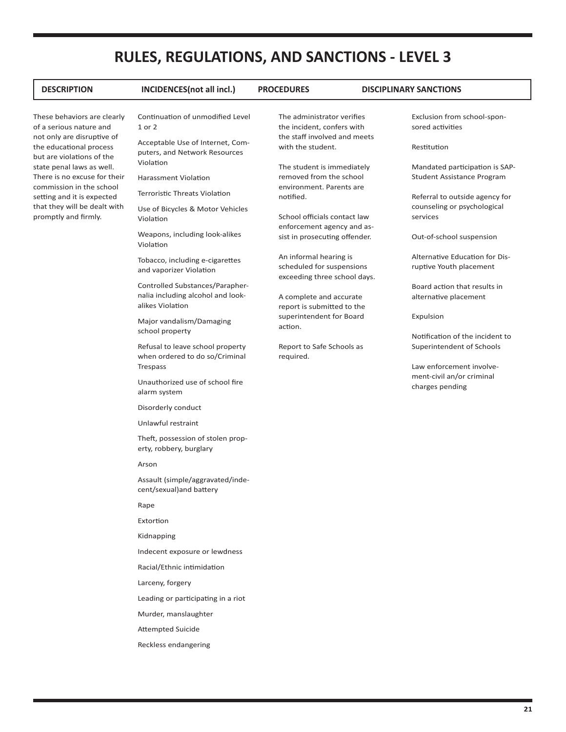# RULES, REGULATIONS, AND SANCTIONS - LEVEL 3

| DESCRIPTION | INCIDENCES(not all incl.) | PROCEDURES | DISCIPLINARY SANCTIONS |
|---|---|---|---|
| These behaviors are clearly of a serious nature and not only are disruptive of the educational process but are violations of the state penal laws as well. There is no excuse for their commission in the school setting and it is expected that they will be dealt with promptly and firmly. | Continuation of unmodified Level 1 or 2<br><br>Acceptable Use of Internet, Computers, and Network Resources Violation<br><br>Harassment Violation<br><br>Terroristic Threats Violation<br><br>Use of Bicycles & Motor Vehicles Violation<br><br>Weapons, including look-alikes Violation<br><br>Tobacco, including e-cigarettes and vaporizer Violation<br><br>Controlled Substances/Paraphernalia including alcohol and look-alikes Violation<br><br>Major vandalism/Damaging school property<br><br>Refusal to leave school property when ordered to do so/Criminal Trespass<br><br>Unauthorized use of school fire alarm system<br><br>Disorderly conduct<br><br>Unlawful restraint<br><br>Theft, possession of stolen property, robbery, burglary<br><br>Arson<br><br>Assault (simple/aggravated/indecent/sexual)and battery<br><br>Rape<br><br>Extortion<br><br>Kidnapping<br><br>Indecent exposure or lewdness<br><br>Racial/Ethnic intimidation<br><br>Larceny, forgery<br><br>Leading or participating in a riot<br><br>Murder, manslaughter<br><br>Attempted Suicide<br><br>Reckless endangering | The administrator verifies the incident, confers with the staff involved and meets with the student.<br><br>The student is immediately removed from the school environment. Parents are notified.<br><br>School officials contact law enforcement agency and assist in prosecuting offender.<br><br>An informal hearing is scheduled for suspensions exceeding three school days.<br><br>A complete and accurate report is submitted to the superintendent for Board action.<br><br>Report to Safe Schools as required. | Exclusion from school-sponsored activities<br><br>Restitution<br><br>Mandated participation is SAP-Student Assistance Program<br><br>Referral to outside agency for counseling or psychological services<br><br>Out-of-school suspension<br><br>Alternative Education for Disruptive Youth placement<br><br>Board action that results in alternative placement<br><br>Expulsion<br><br>Notification of the incident to Superintendent of Schools<br><br>Law enforcement involvement-civil an/or criminal charges pending |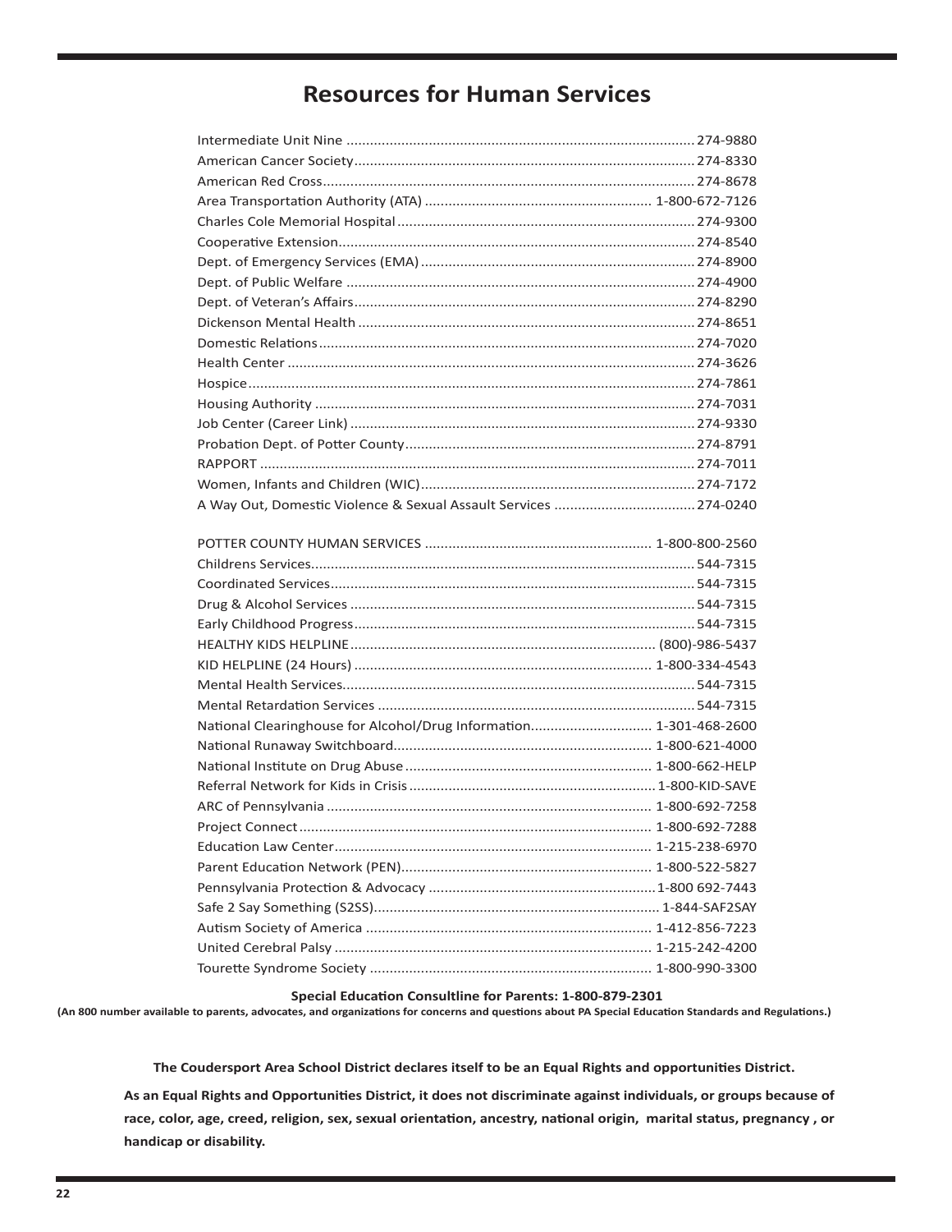# Resources for Human Services

| | |
|---|---|
| Intermediate Unit Nine | 274-9880 |
| American Cancer Society | 274-8330 |
| American Red Cross | 274-8678 |
| Area Transportation Authority (ATA) | 1-800-672-7126 |
| Charles Cole Memorial Hospital | 274-9300 |
| Cooperative Extension | 274-8540 |
| Dept. of Emergency Services (EMA) | 274-8900 |
| Dept. of Public Welfare | 274-4900 |
| Dept. of Veteran's Affairs | 274-8290 |
| Dickenson Mental Health | 274-8651 |
| Domestic Relations | 274-7020 |
| Health Center | 274-3626 |
| Hospice | 274-7861 |
| Housing Authority | 274-7031 |
| Job Center (Career Link) | 274-9330 |
| Probation Dept. of Potter County | 274-8791 |
| RAPPORT | 274-7011 |
| Women, Infants and Children (WIC) | 274-7172 |
| A Way Out, Domestic Violence & Sexual Assault Services | 274-0240 |

| | |
|---|---|
| POTTER COUNTY HUMAN SERVICES | 1-800-800-2560 |
| Childrens Services | 544-7315 |
| Coordinated Services | 544-7315 |
| Drug & Alcohol Services | 544-7315 |
| Early Childhood Progress | 544-7315 |
| HEALTHY KIDS HELPLINE | (800)-986-5437 |
| KID HELPLINE (24 Hours) | 1-800-334-4543 |
| Mental Health Services | 544-7315 |
| Mental Retardation Services | 544-7315 |
| National Clearinghouse for Alcohol/Drug Information | 1-301-468-2600 |
| National Runaway Switchboard | 1-800-621-4000 |
| National Institute on Drug Abuse | 1-800-662-HELP |
| Referral Network for Kids in Crisis | 1-800-KID-SAVE |
| ARC of Pennsylvania | 1-800-692-7258 |
| Project Connect | 1-800-692-7288 |
| Education Law Center | 1-215-238-6970 |
| Parent Education Network (PEN) | 1-800-522-5827 |
| Pennsylvania Protection & Advocacy | 1-800 692-7443 |
| Safe 2 Say Something (S2SS) | 1-844-SAF2SAY |
| Autism Society of America | 1-412-856-7223 |
| United Cerebral Palsy | 1-215-242-4200 |
| Tourette Syndrome Society | 1-800-990-3300 |

**Special Education Consultline for Parents: 1-800-879-2301**

**(An 800 number available to parents, advocates, and organizations for concerns and questions about PA Special Education Standards and Regulations.)**

**The Coudersport Area School District declares itself to be an Equal Rights and opportunities District.**

**As an Equal Rights and Opportunities District, it does not discriminate against individuals, or groups because of race, color, age, creed, religion, sex, sexual orientation, ancestry, national origin, marital status, pregnancy , or handicap or disability.**